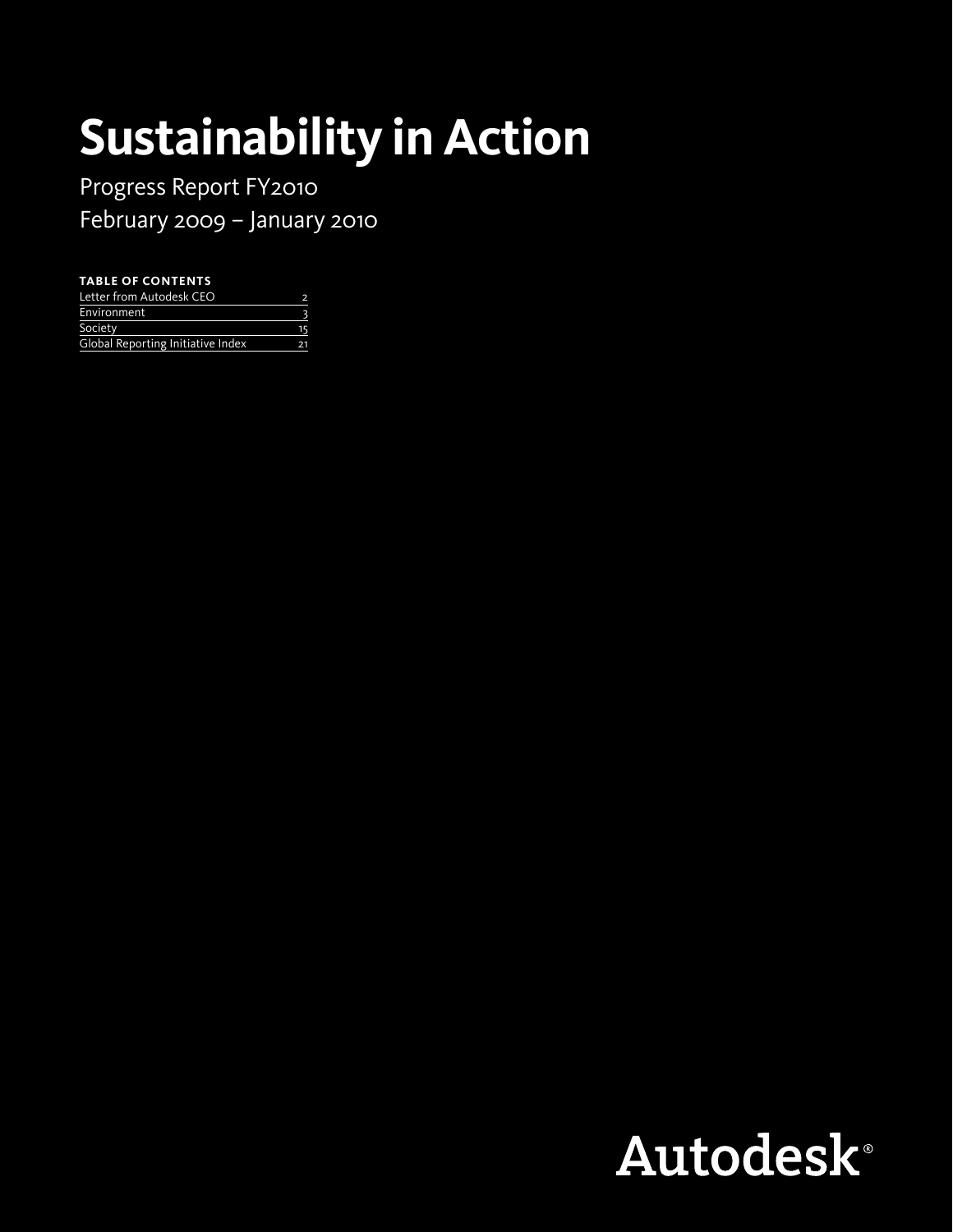# Sustainability in Action

Progress Report FY2010

February 2009 – January 2010

**TABLE OF CONTENTS**

| | |
|---|---|
| Letter from Autodesk CEO | 2 |
| Environment | 3 |
| Society | 15 |
| Global Reporting Initiative Index | 21 |

Autodesk®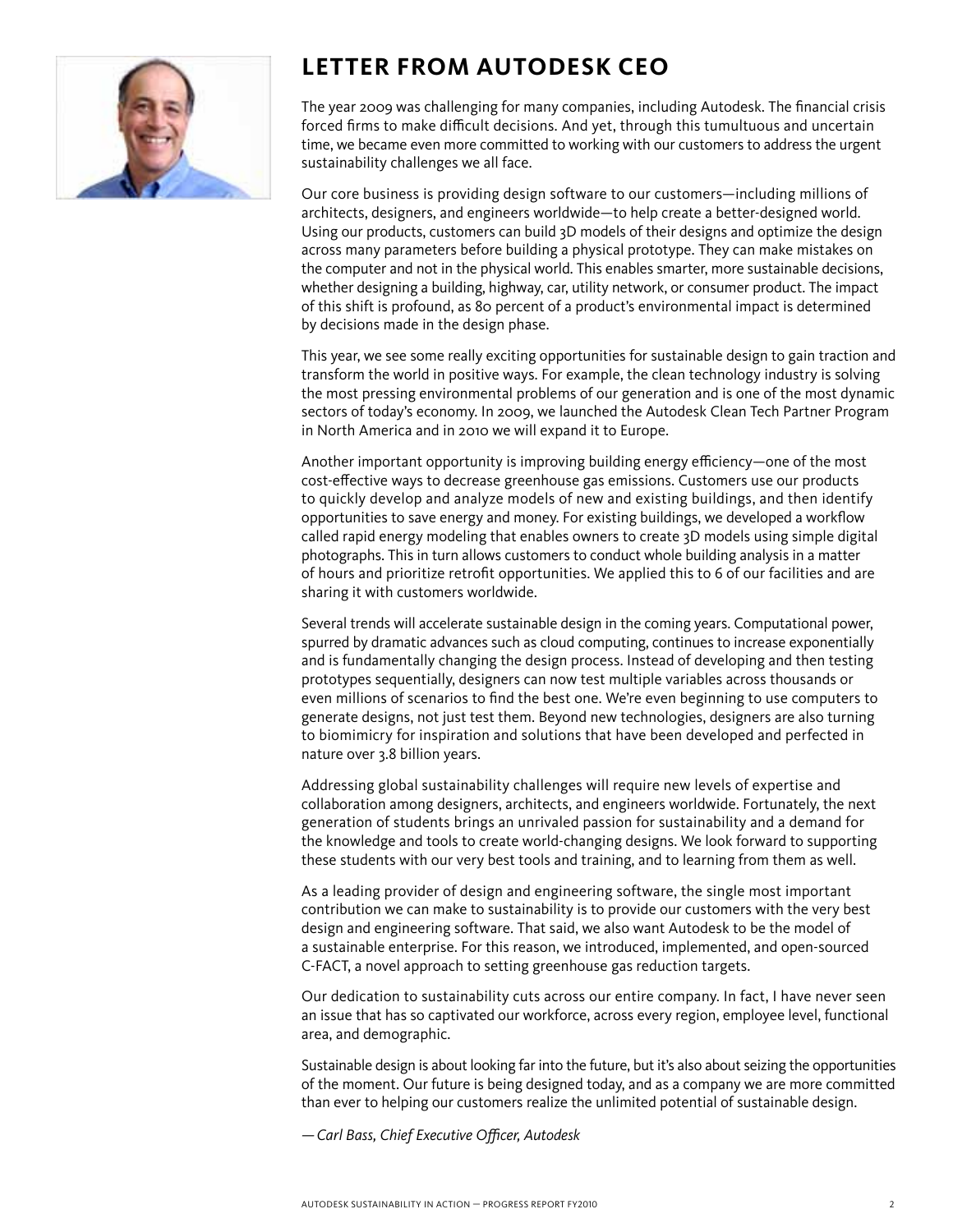# LETTER FROM AUTODESK CEO

The year 2009 was challenging for many companies, including Autodesk. The financial crisis forced firms to make difficult decisions. And yet, through this tumultuous and uncertain time, we became even more committed to working with our customers to address the urgent sustainability challenges we all face.

Our core business is providing design software to our customers—including millions of architects, designers, and engineers worldwide—to help create a better-designed world. Using our products, customers can build 3D models of their designs and optimize the design across many parameters before building a physical prototype. They can make mistakes on the computer and not in the physical world. This enables smarter, more sustainable decisions, whether designing a building, highway, car, utility network, or consumer product. The impact of this shift is profound, as 80 percent of a product's environmental impact is determined by decisions made in the design phase.

This year, we see some really exciting opportunities for sustainable design to gain traction and transform the world in positive ways. For example, the clean technology industry is solving the most pressing environmental problems of our generation and is one of the most dynamic sectors of today's economy. In 2009, we launched the Autodesk Clean Tech Partner Program in North America and in 2010 we will expand it to Europe.

Another important opportunity is improving building energy efficiency—one of the most cost-effective ways to decrease greenhouse gas emissions. Customers use our products to quickly develop and analyze models of new and existing buildings, and then identify opportunities to save energy and money. For existing buildings, we developed a workflow called rapid energy modeling that enables owners to create 3D models using simple digital photographs. This in turn allows customers to conduct whole building analysis in a matter of hours and prioritize retrofit opportunities. We applied this to 6 of our facilities and are sharing it with customers worldwide.

Several trends will accelerate sustainable design in the coming years. Computational power, spurred by dramatic advances such as cloud computing, continues to increase exponentially and is fundamentally changing the design process. Instead of developing and then testing prototypes sequentially, designers can now test multiple variables across thousands or even millions of scenarios to find the best one. We're even beginning to use computers to generate designs, not just test them. Beyond new technologies, designers are also turning to biomimicry for inspiration and solutions that have been developed and perfected in nature over 3.8 billion years.

Addressing global sustainability challenges will require new levels of expertise and collaboration among designers, architects, and engineers worldwide. Fortunately, the next generation of students brings an unrivaled passion for sustainability and a demand for the knowledge and tools to create world-changing designs. We look forward to supporting these students with our very best tools and training, and to learning from them as well.

As a leading provider of design and engineering software, the single most important contribution we can make to sustainability is to provide our customers with the very best design and engineering software. That said, we also want Autodesk to be the model of a sustainable enterprise. For this reason, we introduced, implemented, and open-sourced C-FACT, a novel approach to setting greenhouse gas reduction targets.

Our dedication to sustainability cuts across our entire company. In fact, I have never seen an issue that has so captivated our workforce, across every region, employee level, functional area, and demographic.

Sustainable design is about looking far into the future, but it's also about seizing the opportunities of the moment. Our future is being designed today, and as a company we are more committed than ever to helping our customers realize the unlimited potential of sustainable design.

*— Carl Bass, Chief Executive Officer, Autodesk*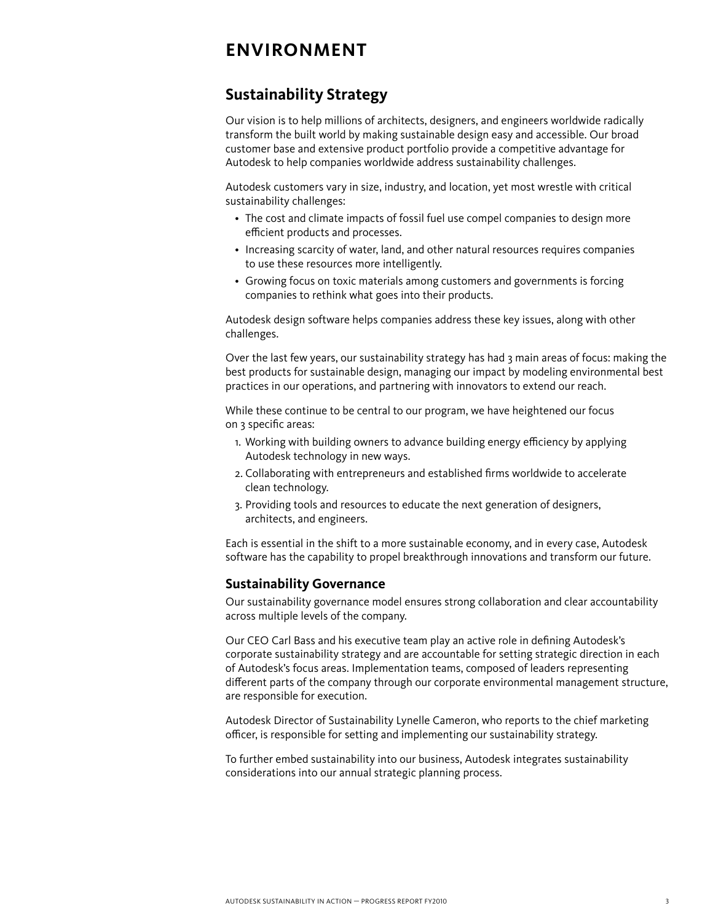# ENVIRONMENT

## Sustainability Strategy

Our vision is to help millions of architects, designers, and engineers worldwide radically transform the built world by making sustainable design easy and accessible. Our broad customer base and extensive product portfolio provide a competitive advantage for Autodesk to help companies worldwide address sustainability challenges.

Autodesk customers vary in size, industry, and location, yet most wrestle with critical sustainability challenges:

- The cost and climate impacts of fossil fuel use compel companies to design more efficient products and processes.
- Increasing scarcity of water, land, and other natural resources requires companies to use these resources more intelligently.
- Growing focus on toxic materials among customers and governments is forcing companies to rethink what goes into their products.

Autodesk design software helps companies address these key issues, along with other challenges.

Over the last few years, our sustainability strategy has had 3 main areas of focus: making the best products for sustainable design, managing our impact by modeling environmental best practices in our operations, and partnering with innovators to extend our reach.

While these continue to be central to our program, we have heightened our focus on 3 specific areas:

1. Working with building owners to advance building energy efficiency by applying Autodesk technology in new ways.
2. Collaborating with entrepreneurs and established firms worldwide to accelerate clean technology.
3. Providing tools and resources to educate the next generation of designers, architects, and engineers.

Each is essential in the shift to a more sustainable economy, and in every case, Autodesk software has the capability to propel breakthrough innovations and transform our future.

### Sustainability Governance

Our sustainability governance model ensures strong collaboration and clear accountability across multiple levels of the company.

Our CEO Carl Bass and his executive team play an active role in defining Autodesk's corporate sustainability strategy and are accountable for setting strategic direction in each of Autodesk's focus areas. Implementation teams, composed of leaders representing different parts of the company through our corporate environmental management structure, are responsible for execution.

Autodesk Director of Sustainability Lynelle Cameron, who reports to the chief marketing officer, is responsible for setting and implementing our sustainability strategy.

To further embed sustainability into our business, Autodesk integrates sustainability considerations into our annual strategic planning process.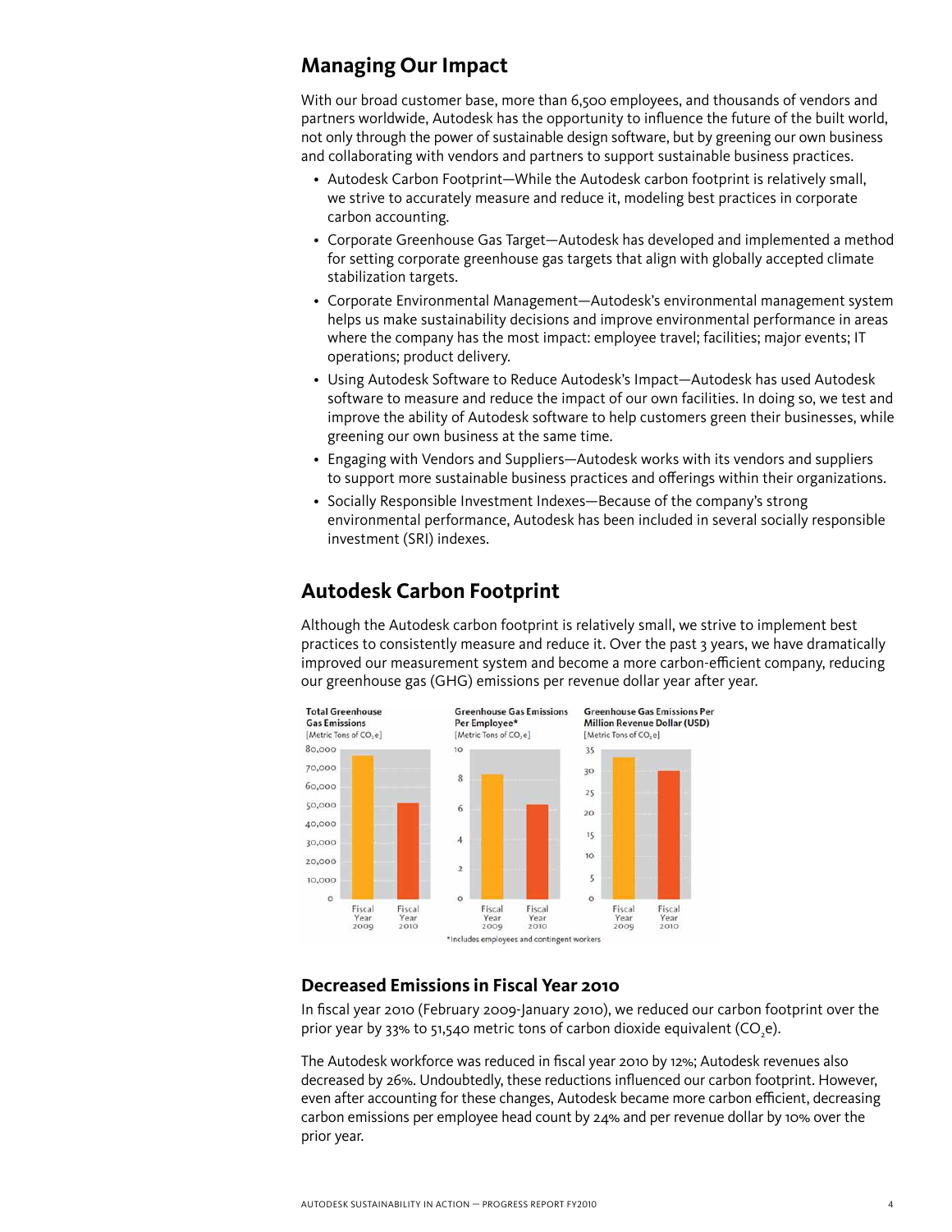## Managing Our Impact

With our broad customer base, more than 6,500 employees, and thousands of vendors and partners worldwide, Autodesk has the opportunity to influence the future of the built world, not only through the power of sustainable design software, but by greening our own business and collaborating with vendors and partners to support sustainable business practices.

- Autodesk Carbon Footprint—While the Autodesk carbon footprint is relatively small, we strive to accurately measure and reduce it, modeling best practices in corporate carbon accounting.
- Corporate Greenhouse Gas Target—Autodesk has developed and implemented a method for setting corporate greenhouse gas targets that align with globally accepted climate stabilization targets.
- Corporate Environmental Management—Autodesk's environmental management system helps us make sustainability decisions and improve environmental performance in areas where the company has the most impact: employee travel; facilities; major events; IT operations; product delivery.
- Using Autodesk Software to Reduce Autodesk's Impact—Autodesk has used Autodesk software to measure and reduce the impact of our own facilities. In doing so, we test and improve the ability of Autodesk software to help customers green their businesses, while greening our own business at the same time.
- Engaging with Vendors and Suppliers—Autodesk works with its vendors and suppliers to support more sustainable business practices and offerings within their organizations.
- Socially Responsible Investment Indexes—Because of the company's strong environmental performance, Autodesk has been included in several socially responsible investment (SRI) indexes.

## Autodesk Carbon Footprint

Although the Autodesk carbon footprint is relatively small, we strive to implement best practices to consistently measure and reduce it. Over the past 3 years, we have dramatically improved our measurement system and become a more carbon-efficient company, reducing our greenhouse gas (GHG) emissions per revenue dollar year after year.

**Total Greenhouse Gas Emissions** [Metric Tons of $CO_2e$]

**Greenhouse Gas Emissions Per Employee*** [Metric Tons of $CO_2e$]

**Greenhouse Gas Emissions Per Million Revenue Dollar (USD)** [Metric Tons of $CO_2e$]

Fiscal Year 2009 | Fiscal Year 2010

*Includes employees and contingent workers

### Decreased Emissions in Fiscal Year 2010

In fiscal year 2010 (February 2009-January 2010), we reduced our carbon footprint over the prior year by 33% to 51,540 metric tons of carbon dioxide equivalent ($CO_2e$).

The Autodesk workforce was reduced in fiscal year 2010 by 12%; Autodesk revenues also decreased by 26%. Undoubtedly, these reductions influenced our carbon footprint. However, even after accounting for these changes, Autodesk became more carbon efficient, decreasing carbon emissions per employee head count by 24% and per revenue dollar by 10% over the prior year.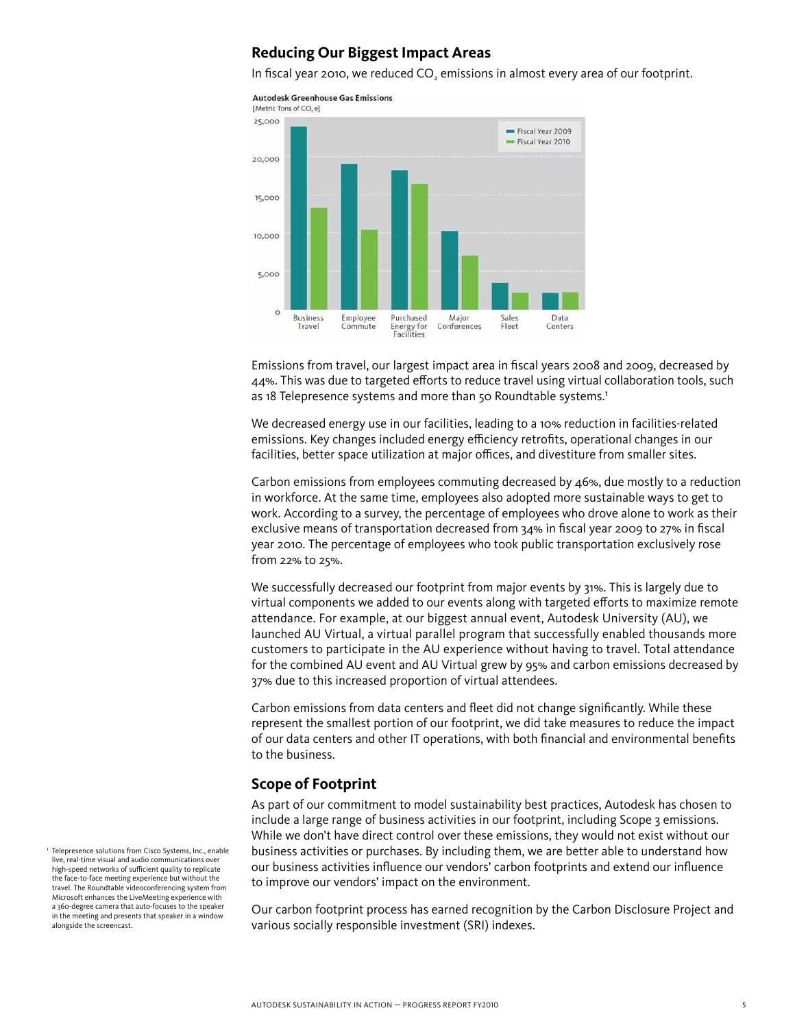## Reducing Our Biggest Impact Areas

In fiscal year 2010, we reduced $CO_2$ emissions in almost every area of our footprint.

**Autodesk Greenhouse Gas Emissions**
[Metric Tons of $CO_2$e]

Emissions from travel, our largest impact area in fiscal years 2008 and 2009, decreased by 44%. This was due to targeted efforts to reduce travel using virtual collaboration tools, such as 18 Telepresence systems and more than 50 Roundtable systems.[1]

We decreased energy use in our facilities, leading to a 10% reduction in facilities-related emissions. Key changes included energy efficiency retrofits, operational changes in our facilities, better space utilization at major offices, and divestiture from smaller sites.

Carbon emissions from employees commuting decreased by 46%, due mostly to a reduction in workforce. At the same time, employees also adopted more sustainable ways to get to work. According to a survey, the percentage of employees who drove alone to work as their exclusive means of transportation decreased from 34% in fiscal year 2009 to 27% in fiscal year 2010. The percentage of employees who took public transportation exclusively rose from 22% to 25%.

We successfully decreased our footprint from major events by 31%. This is largely due to virtual components we added to our events along with targeted efforts to maximize remote attendance. For example, at our biggest annual event, Autodesk University (AU), we launched AU Virtual, a virtual parallel program that successfully enabled thousands more customers to participate in the AU experience without having to travel. Total attendance for the combined AU event and AU Virtual grew by 95% and carbon emissions decreased by 37% due to this increased proportion of virtual attendees.

Carbon emissions from data centers and fleet did not change significantly. While these represent the smallest portion of our footprint, we did take measures to reduce the impact of our data centers and other IT operations, with both financial and environmental benefits to the business.

## Scope of Footprint

As part of our commitment to model sustainability best practices, Autodesk has chosen to include a large range of business activities in our footprint, including Scope 3 emissions. While we don't have direct control over these emissions, they would not exist without our business activities or purchases. By including them, we are better able to understand how our business activities influence our vendors' carbon footprints and extend our influence to improve our vendors' impact on the environment.

Our carbon footprint process has earned recognition by the Carbon Disclosure Project and various socially responsible investment (SRI) indexes.

[1] Telepresence solutions from Cisco Systems, Inc., enable live, real-time visual and audio communications over high-speed networks of sufficient quality to replicate the face-to-face meeting experience but without the travel. The Roundtable videoconferencing system from Microsoft enhances the LiveMeeting experience with a 360-degree camera that auto-focuses to the speaker in the meeting and presents that speaker in a window alongside the screencast.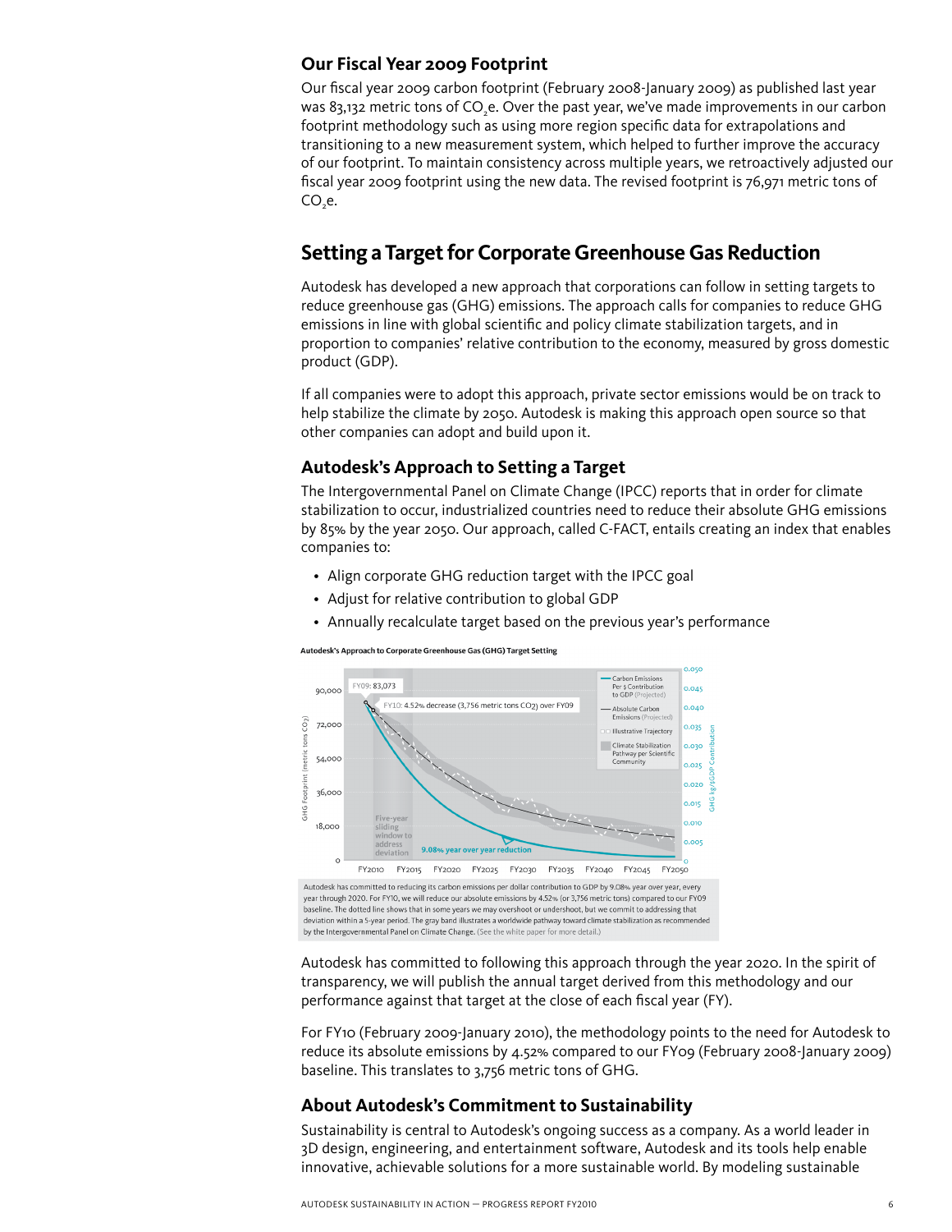## Our Fiscal Year 2009 Footprint

Our fiscal year 2009 carbon footprint (February 2008-January 2009) as published last year was 83,132 metric tons of $CO_2$e. Over the past year, we've made improvements in our carbon footprint methodology such as using more region specific data for extrapolations and transitioning to a new measurement system, which helped to further improve the accuracy of our footprint. To maintain consistency across multiple years, we retroactively adjusted our fiscal year 2009 footprint using the new data. The revised footprint is 76,971 metric tons of $CO_2$e.

# Setting a Target for Corporate Greenhouse Gas Reduction

Autodesk has developed a new approach that corporations can follow in setting targets to reduce greenhouse gas (GHG) emissions. The approach calls for companies to reduce GHG emissions in line with global scientific and policy climate stabilization targets, and in proportion to companies' relative contribution to the economy, measured by gross domestic product (GDP).

If all companies were to adopt this approach, private sector emissions would be on track to help stabilize the climate by 2050. Autodesk is making this approach open source so that other companies can adopt and build upon it.

## Autodesk's Approach to Setting a Target

The Intergovernmental Panel on Climate Change (IPCC) reports that in order for climate stabilization to occur, industrialized countries need to reduce their absolute GHG emissions by 85% by the year 2050. Our approach, called C-FACT, entails creating an index that enables companies to:

- Align corporate GHG reduction target with the IPCC goal
- Adjust for relative contribution to global GDP
- Annually recalculate target based on the previous year's performance

**Autodesk's Approach to Corporate Greenhouse Gas (GHG) Target Setting**

Autodesk has committed to reducing its carbon emissions per dollar contribution to GDP by 9.08% year over year, every year through 2020. For FY10, we will reduce our absolute emissions by 4.52% (or 3,756 metric tons) compared to our FY09 baseline. The dotted line shows that in some years we may overshoot or undershoot, but we commit to addressing that deviation within a 5-year period. The gray band illustrates a worldwide pathway toward climate stabilization as recommended by the Intergovernmental Panel on Climate Change. (See the white paper for more detail.)

Autodesk has committed to following this approach through the year 2020. In the spirit of transparency, we will publish the annual target derived from this methodology and our performance against that target at the close of each fiscal year (FY).

For FY10 (February 2009-January 2010), the methodology points to the need for Autodesk to reduce its absolute emissions by 4.52% compared to our FY09 (February 2008-January 2009) baseline. This translates to 3,756 metric tons of GHG.

## About Autodesk's Commitment to Sustainability

Sustainability is central to Autodesk's ongoing success as a company. As a world leader in 3D design, engineering, and entertainment software, Autodesk and its tools help enable innovative, achievable solutions for a more sustainable world. By modeling sustainable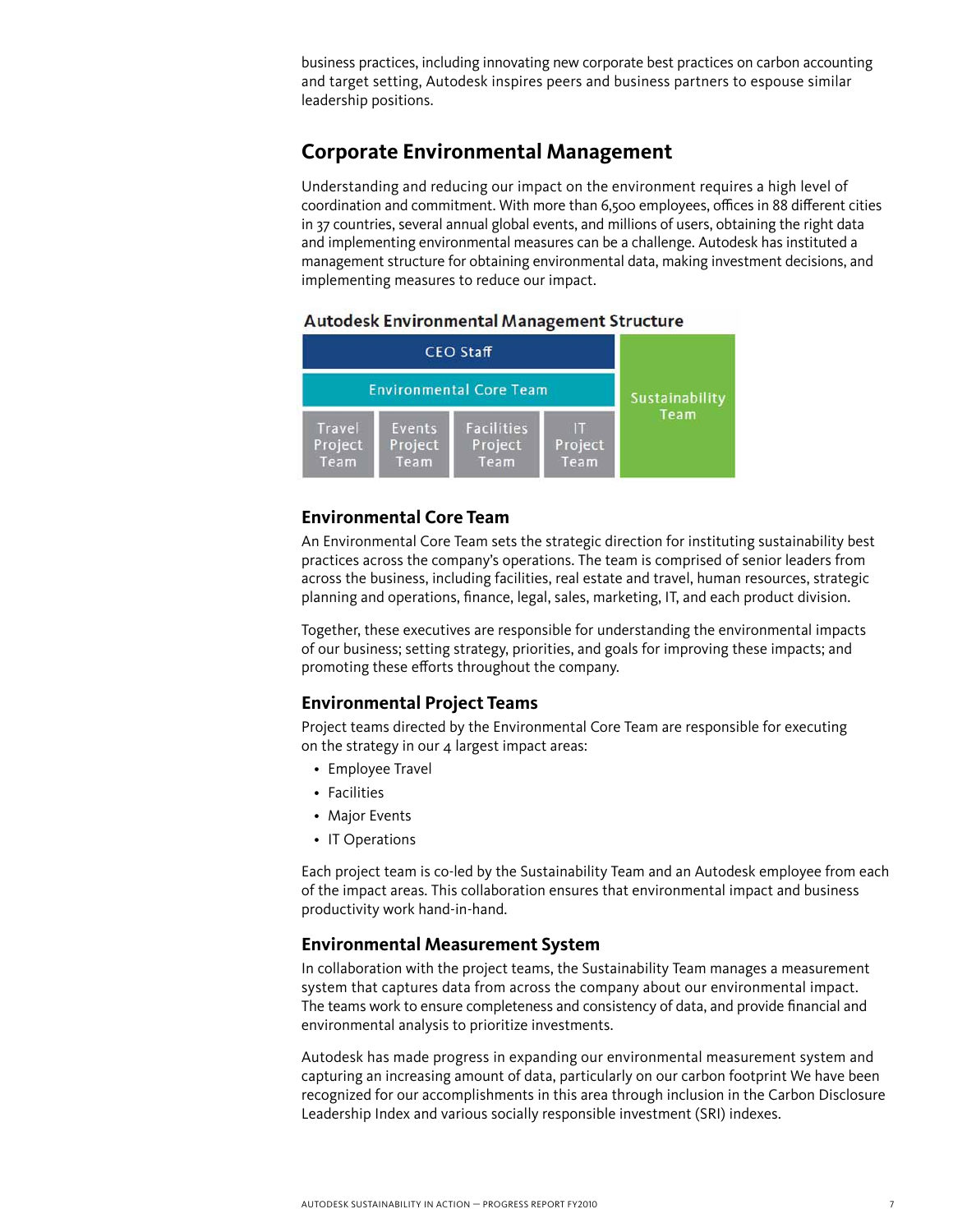business practices, including innovating new corporate best practices on carbon accounting and target setting, Autodesk inspires peers and business partners to espouse similar leadership positions.

## Corporate Environmental Management

Understanding and reducing our impact on the environment requires a high level of coordination and commitment. With more than 6,500 employees, offices in 88 different cities in 37 countries, several annual global events, and millions of users, obtaining the right data and implementing environmental measures can be a challenge. Autodesk has instituted a management structure for obtaining environmental data, making investment decisions, and implementing measures to reduce our impact.

**Autodesk Environmental Management Structure**

| CEO Staff | | | | Sustainability Team |
|---|---|---|---|---|
| Environmental Core Team | | | | |
| Travel Project Team | Events Project Team | Facilities Project Team | IT Project Team | |

### Environmental Core Team

An Environmental Core Team sets the strategic direction for instituting sustainability best practices across the company's operations. The team is comprised of senior leaders from across the business, including facilities, real estate and travel, human resources, strategic planning and operations, finance, legal, sales, marketing, IT, and each product division.

Together, these executives are responsible for understanding the environmental impacts of our business; setting strategy, priorities, and goals for improving these impacts; and promoting these efforts throughout the company.

### Environmental Project Teams

Project teams directed by the Environmental Core Team are responsible for executing on the strategy in our 4 largest impact areas:

- Employee Travel
- Facilities
- Major Events
- IT Operations

Each project team is co-led by the Sustainability Team and an Autodesk employee from each of the impact areas. This collaboration ensures that environmental impact and business productivity work hand-in-hand.

### Environmental Measurement System

In collaboration with the project teams, the Sustainability Team manages a measurement system that captures data from across the company about our environmental impact. The teams work to ensure completeness and consistency of data, and provide financial and environmental analysis to prioritize investments.

Autodesk has made progress in expanding our environmental measurement system and capturing an increasing amount of data, particularly on our carbon footprint We have been recognized for our accomplishments in this area through inclusion in the Carbon Disclosure Leadership Index and various socially responsible investment (SRI) indexes.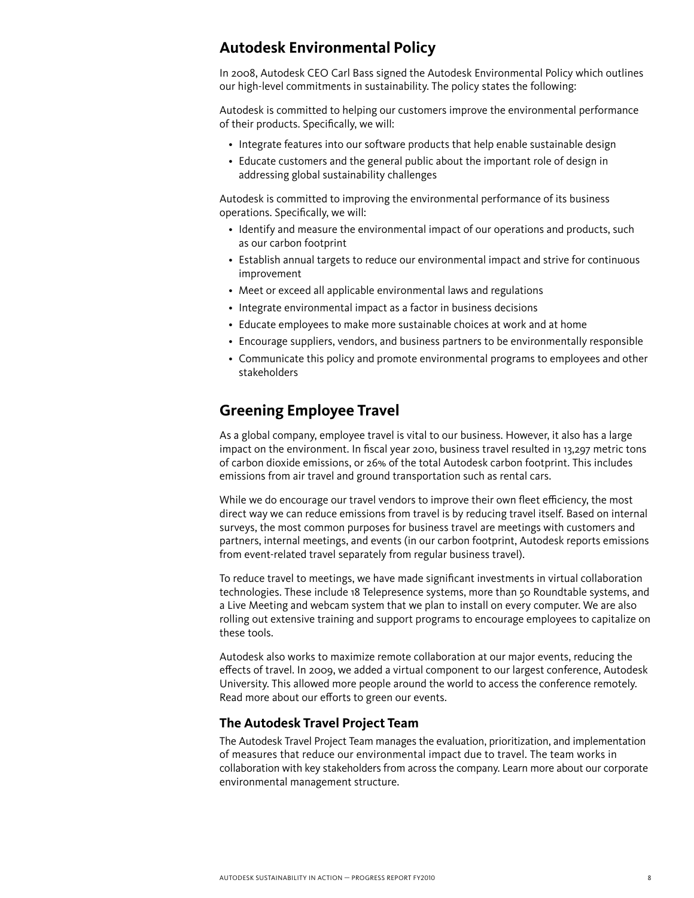## Autodesk Environmental Policy

In 2008, Autodesk CEO Carl Bass signed the Autodesk Environmental Policy which outlines our high-level commitments in sustainability. The policy states the following:

Autodesk is committed to helping our customers improve the environmental performance of their products. Specifically, we will:

- Integrate features into our software products that help enable sustainable design
- Educate customers and the general public about the important role of design in addressing global sustainability challenges

Autodesk is committed to improving the environmental performance of its business operations. Specifically, we will:

- Identify and measure the environmental impact of our operations and products, such as our carbon footprint
- Establish annual targets to reduce our environmental impact and strive for continuous improvement
- Meet or exceed all applicable environmental laws and regulations
- Integrate environmental impact as a factor in business decisions
- Educate employees to make more sustainable choices at work and at home
- Encourage suppliers, vendors, and business partners to be environmentally responsible
- Communicate this policy and promote environmental programs to employees and other stakeholders

## Greening Employee Travel

As a global company, employee travel is vital to our business. However, it also has a large impact on the environment. In fiscal year 2010, business travel resulted in 13,297 metric tons of carbon dioxide emissions, or 26% of the total Autodesk carbon footprint. This includes emissions from air travel and ground transportation such as rental cars.

While we do encourage our travel vendors to improve their own fleet efficiency, the most direct way we can reduce emissions from travel is by reducing travel itself. Based on internal surveys, the most common purposes for business travel are meetings with customers and partners, internal meetings, and events (in our carbon footprint, Autodesk reports emissions from event-related travel separately from regular business travel).

To reduce travel to meetings, we have made significant investments in virtual collaboration technologies. These include 18 Telepresence systems, more than 50 Roundtable systems, and a Live Meeting and webcam system that we plan to install on every computer. We are also rolling out extensive training and support programs to encourage employees to capitalize on these tools.

Autodesk also works to maximize remote collaboration at our major events, reducing the effects of travel. In 2009, we added a virtual component to our largest conference, Autodesk University. This allowed more people around the world to access the conference remotely. Read more about our efforts to green our events.

### The Autodesk Travel Project Team

The Autodesk Travel Project Team manages the evaluation, prioritization, and implementation of measures that reduce our environmental impact due to travel. The team works in collaboration with key stakeholders from across the company. Learn more about our corporate environmental management structure.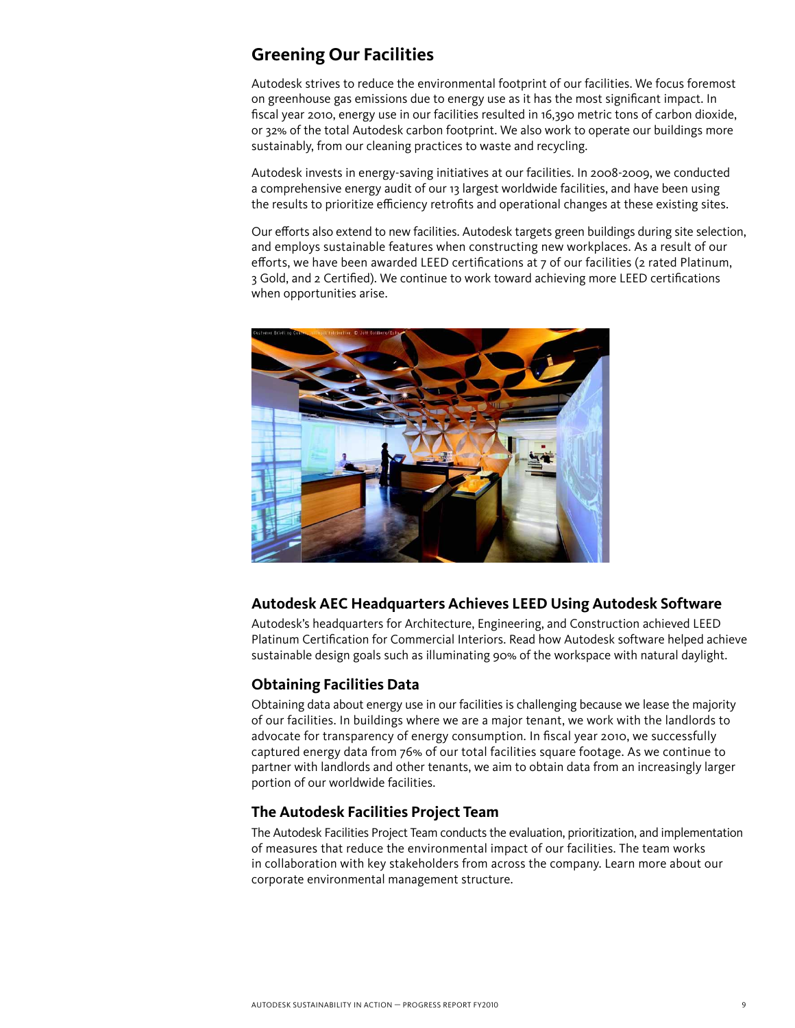## Greening Our Facilities

Autodesk strives to reduce the environmental footprint of our facilities. We focus foremost on greenhouse gas emissions due to energy use as it has the most significant impact. In fiscal year 2010, energy use in our facilities resulted in 16,390 metric tons of carbon dioxide, or 32% of the total Autodesk carbon footprint. We also work to operate our buildings more sustainably, from our cleaning practices to waste and recycling.

Autodesk invests in energy-saving initiatives at our facilities. In 2008-2009, we conducted a comprehensive energy audit of our 13 largest worldwide facilities, and have been using the results to prioritize efficiency retrofits and operational changes at these existing sites.

Our efforts also extend to new facilities. Autodesk targets green buildings during site selection, and employs sustainable features when constructing new workplaces. As a result of our efforts, we have been awarded LEED certifications at 7 of our facilities (2 rated Platinum, 3 Gold, and 2 Certified). We continue to work toward achieving more LEED certifications when opportunities arise.

### Autodesk AEC Headquarters Achieves LEED Using Autodesk Software

Autodesk's headquarters for Architecture, Engineering, and Construction achieved LEED Platinum Certification for Commercial Interiors. Read how Autodesk software helped achieve sustainable design goals such as illuminating 90% of the workspace with natural daylight.

### Obtaining Facilities Data

Obtaining data about energy use in our facilities is challenging because we lease the majority of our facilities. In buildings where we are a major tenant, we work with the landlords to advocate for transparency of energy consumption. In fiscal year 2010, we successfully captured energy data from 76% of our total facilities square footage. As we continue to partner with landlords and other tenants, we aim to obtain data from an increasingly larger portion of our worldwide facilities.

### The Autodesk Facilities Project Team

The Autodesk Facilities Project Team conducts the evaluation, prioritization, and implementation of measures that reduce the environmental impact of our facilities. The team works in collaboration with key stakeholders from across the company. Learn more about our corporate environmental management structure.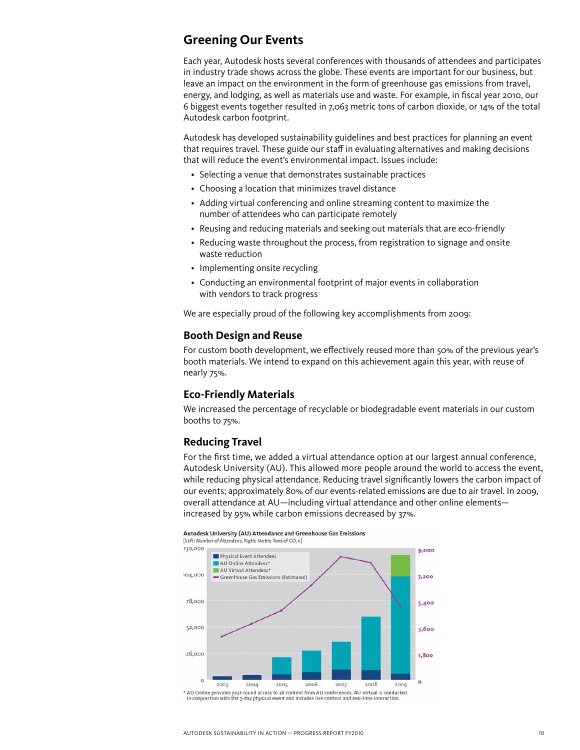## Greening Our Events

Each year, Autodesk hosts several conferences with thousands of attendees and participates in industry trade shows across the globe. These events are important for our business, but leave an impact on the environment in the form of greenhouse gas emissions from travel, energy, and lodging, as well as materials use and waste. For example, in fiscal year 2010, our 6 biggest events together resulted in 7,063 metric tons of carbon dioxide, or 14% of the total Autodesk carbon footprint.

Autodesk has developed sustainability guidelines and best practices for planning an event that requires travel. These guide our staff in evaluating alternatives and making decisions that will reduce the event's environmental impact. Issues include:

- Selecting a venue that demonstrates sustainable practices
- Choosing a location that minimizes travel distance
- Adding virtual conferencing and online streaming content to maximize the number of attendees who can participate remotely
- Reusing and reducing materials and seeking out materials that are eco-friendly
- Reducing waste throughout the process, from registration to signage and onsite waste reduction
- Implementing onsite recycling
- Conducting an environmental footprint of major events in collaboration with vendors to track progress

We are especially proud of the following key accomplishments from 2009:

### Booth Design and Reuse

For custom booth development, we effectively reused more than 50% of the previous year's booth materials. We intend to expand on this achievement again this year, with reuse of nearly 75%.

### Eco-Friendly Materials

We increased the percentage of recyclable or biodegradable event materials in our custom booths to 75%.

### Reducing Travel

For the first time, we added a virtual attendance option at our largest annual conference, Autodesk University (AU). This allowed more people around the world to access the event, while reducing physical attendance. Reducing travel significantly lowers the carbon impact of our events; approximately 80% of our events-related emissions are due to air travel. In 2009, overall attendance at AU—including virtual attendance and other online elements—increased by 95% while carbon emissions decreased by 37%.

**Autodesk University (AU) Attendance and Greenhouse Gas Emissions**
[Left: Number of Attendees, Right: Metric Tons of $CO_2e$]

Legend: Physical Event Attendees; AU Online Attendees*; AU Virtual Attendees*; Greenhouse Gas Emissions (Estimated)

Left axis: 0, 26,000, 52,000, 78,000, 104,000, 130,000. Right axis: 0, 1,800, 3,600, 5,400, 7,200, 9,000. Years: 2003, 2004, 2005, 2006, 2007, 2008, 2009.

\* AU Online provides year-round access to all content from AU conferences. AU Virtual is conducted in conjunction with the 3-day physical event and includes live content and real-time interaction.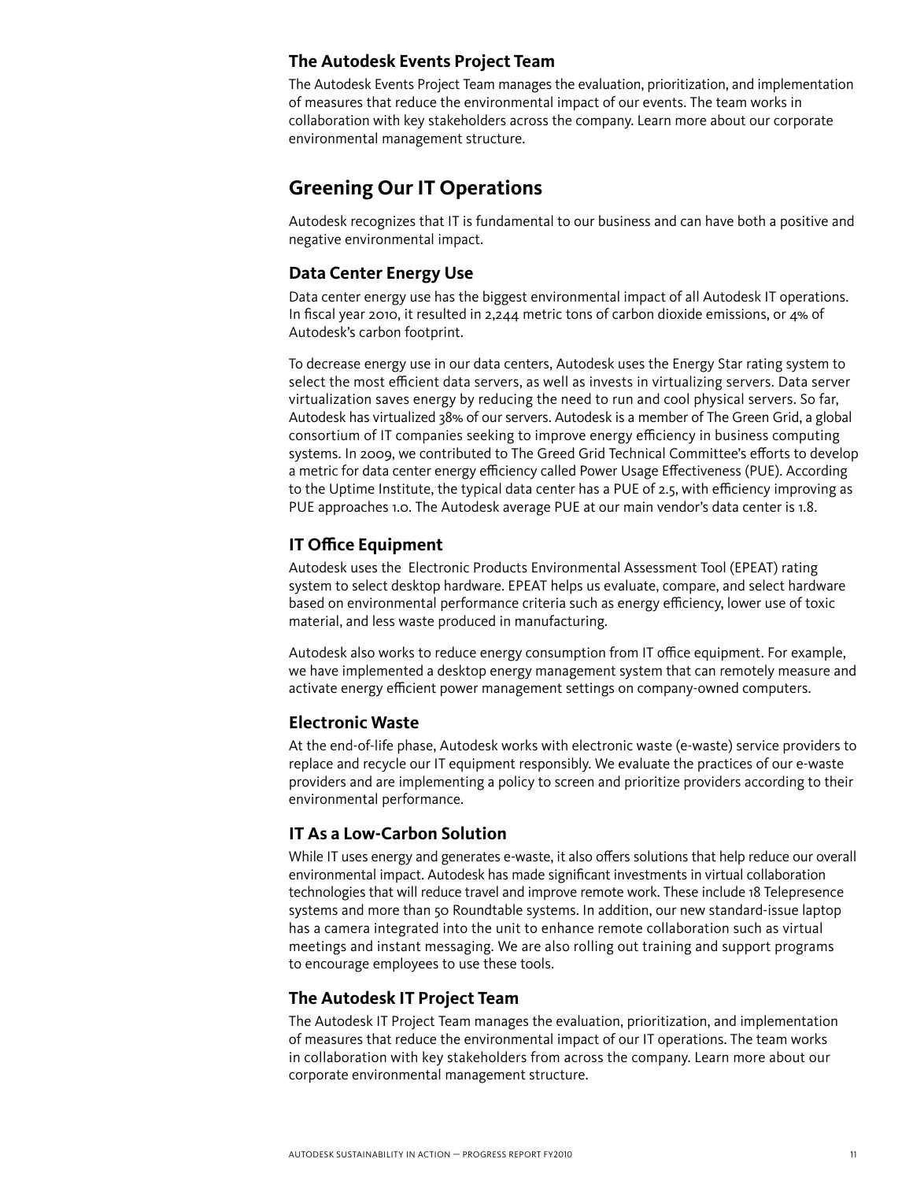### The Autodesk Events Project Team

The Autodesk Events Project Team manages the evaluation, prioritization, and implementation of measures that reduce the environmental impact of our events. The team works in collaboration with key stakeholders across the company. Learn more about our corporate environmental management structure.

## Greening Our IT Operations

Autodesk recognizes that IT is fundamental to our business and can have both a positive and negative environmental impact.

### Data Center Energy Use

Data center energy use has the biggest environmental impact of all Autodesk IT operations. In fiscal year 2010, it resulted in 2,244 metric tons of carbon dioxide emissions, or 4% of Autodesk's carbon footprint.

To decrease energy use in our data centers, Autodesk uses the Energy Star rating system to select the most efficient data servers, as well as invests in virtualizing servers. Data server virtualization saves energy by reducing the need to run and cool physical servers. So far, Autodesk has virtualized 38% of our servers. Autodesk is a member of The Green Grid, a global consortium of IT companies seeking to improve energy efficiency in business computing systems. In 2009, we contributed to The Greed Grid Technical Committee's efforts to develop a metric for data center energy efficiency called Power Usage Effectiveness (PUE). According to the Uptime Institute, the typical data center has a PUE of 2.5, with efficiency improving as PUE approaches 1.0. The Autodesk average PUE at our main vendor's data center is 1.8.

### IT Office Equipment

Autodesk uses the Electronic Products Environmental Assessment Tool (EPEAT) rating system to select desktop hardware. EPEAT helps us evaluate, compare, and select hardware based on environmental performance criteria such as energy efficiency, lower use of toxic material, and less waste produced in manufacturing.

Autodesk also works to reduce energy consumption from IT office equipment. For example, we have implemented a desktop energy management system that can remotely measure and activate energy efficient power management settings on company-owned computers.

### Electronic Waste

At the end-of-life phase, Autodesk works with electronic waste (e-waste) service providers to replace and recycle our IT equipment responsibly. We evaluate the practices of our e-waste providers and are implementing a policy to screen and prioritize providers according to their environmental performance.

### IT As a Low-Carbon Solution

While IT uses energy and generates e-waste, it also offers solutions that help reduce our overall environmental impact. Autodesk has made significant investments in virtual collaboration technologies that will reduce travel and improve remote work. These include 18 Telepresence systems and more than 50 Roundtable systems. In addition, our new standard-issue laptop has a camera integrated into the unit to enhance remote collaboration such as virtual meetings and instant messaging. We are also rolling out training and support programs to encourage employees to use these tools.

### The Autodesk IT Project Team

The Autodesk IT Project Team manages the evaluation, prioritization, and implementation of measures that reduce the environmental impact of our IT operations. The team works in collaboration with key stakeholders from across the company. Learn more about our corporate environmental management structure.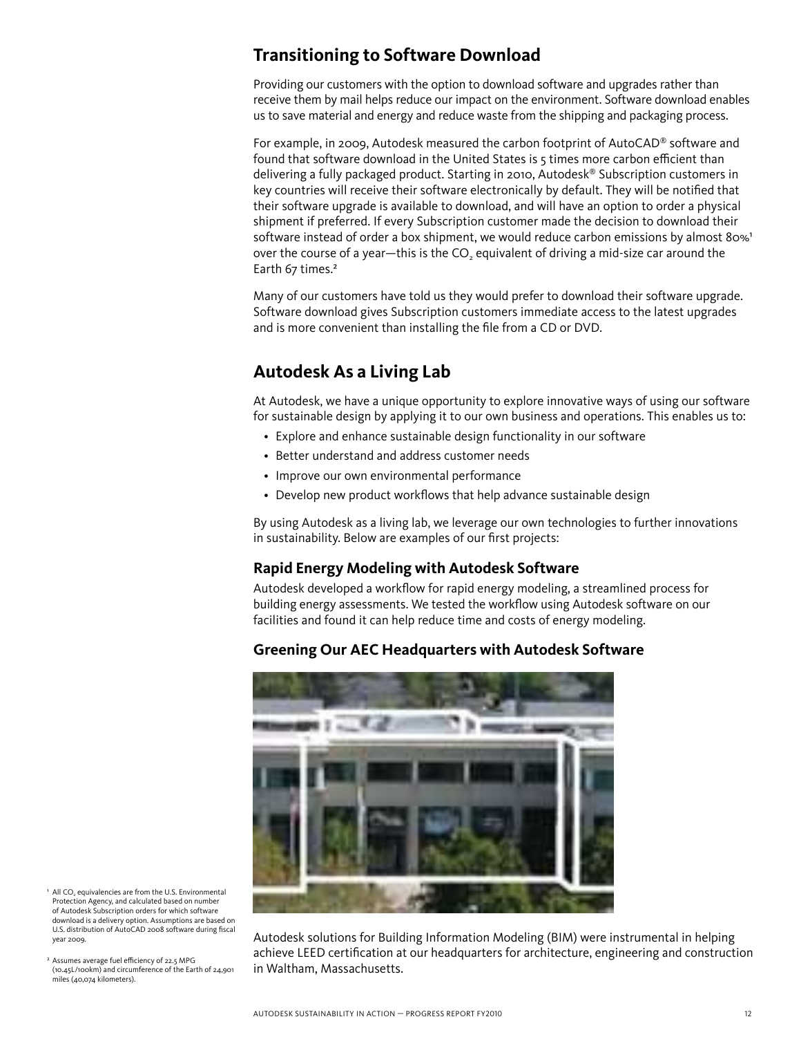## Transitioning to Software Download

Providing our customers with the option to download software and upgrades rather than receive them by mail helps reduce our impact on the environment. Software download enables us to save material and energy and reduce waste from the shipping and packaging process.

For example, in 2009, Autodesk measured the carbon footprint of AutoCAD® software and found that software download in the United States is 5 times more carbon efficient than delivering a fully packaged product. Starting in 2010, Autodesk® Subscription customers in key countries will receive their software electronically by default. They will be notified that their software upgrade is available to download, and will have an option to order a physical shipment if preferred. If every Subscription customer made the decision to download their software instead of order a box shipment, we would reduce carbon emissions by almost 80%[1] over the course of a year—this is the $CO_2$ equivalent of driving a mid-size car around the Earth 67 times.[2]

Many of our customers have told us they would prefer to download their software upgrade. Software download gives Subscription customers immediate access to the latest upgrades and is more convenient than installing the file from a CD or DVD.

## Autodesk As a Living Lab

At Autodesk, we have a unique opportunity to explore innovative ways of using our software for sustainable design by applying it to our own business and operations. This enables us to:

- Explore and enhance sustainable design functionality in our software
- Better understand and address customer needs
- Improve our own environmental performance
- Develop new product workflows that help advance sustainable design

By using Autodesk as a living lab, we leverage our own technologies to further innovations in sustainability. Below are examples of our first projects:

### Rapid Energy Modeling with Autodesk Software

Autodesk developed a workflow for rapid energy modeling, a streamlined process for building energy assessments. We tested the workflow using Autodesk software on our facilities and found it can help reduce time and costs of energy modeling.

### Greening Our AEC Headquarters with Autodesk Software

Autodesk solutions for Building Information Modeling (BIM) were instrumental in helping achieve LEED certification at our headquarters for architecture, engineering and construction in Waltham, Massachusetts.

[1] All $CO_2$ equivalencies are from the U.S. Environmental Protection Agency, and calculated based on number of Autodesk Subscription orders for which software download is a delivery option. Assumptions are based on U.S. distribution of AutoCAD 2008 software during fiscal year 2009.

[2] Assumes average fuel efficiency of 22.5 MPG (10.45L/100km) and circumference of the Earth of 24,901 miles (40,074 kilometers).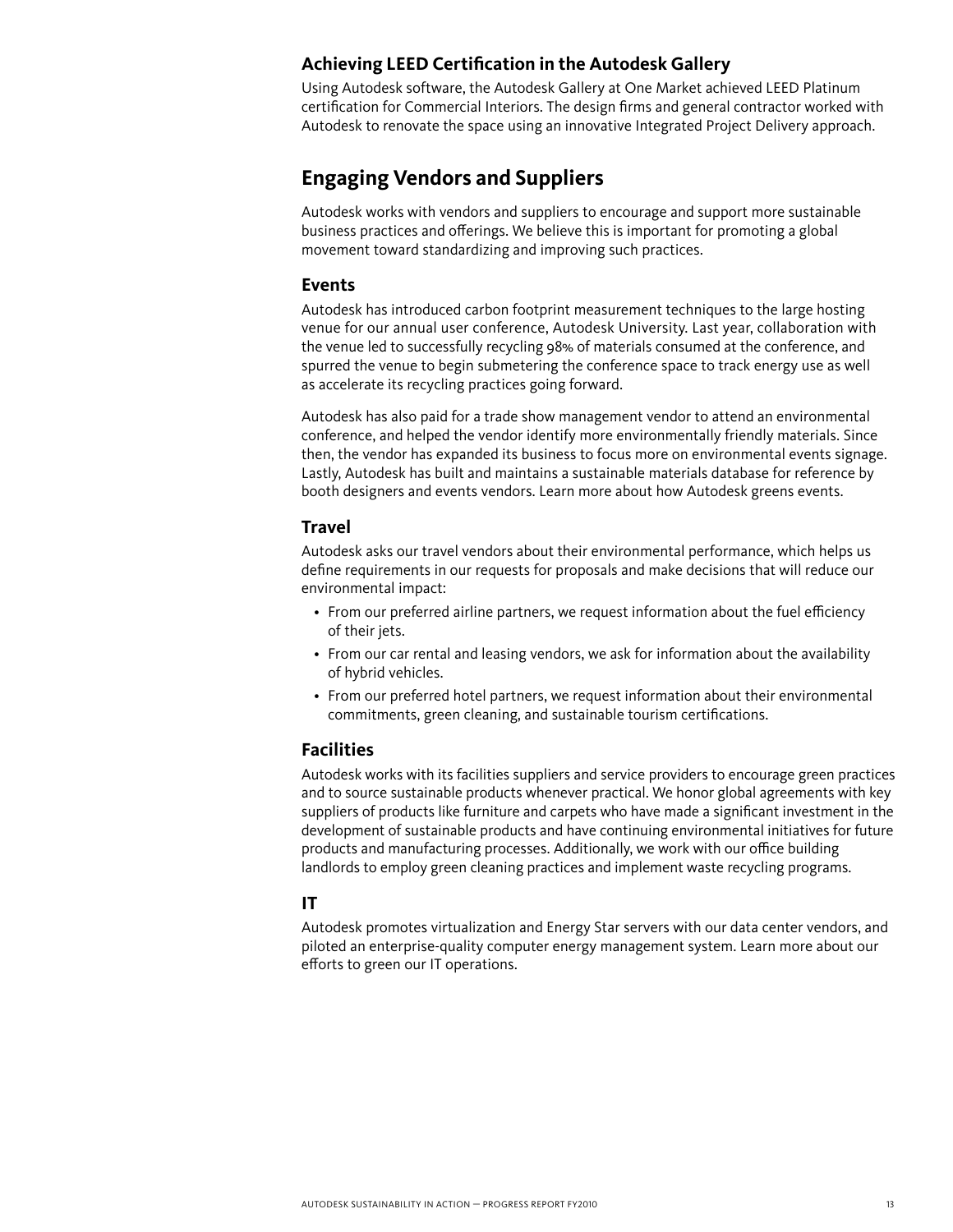### Achieving LEED Certification in the Autodesk Gallery

Using Autodesk software, the Autodesk Gallery at One Market achieved LEED Platinum certification for Commercial Interiors. The design firms and general contractor worked with Autodesk to renovate the space using an innovative Integrated Project Delivery approach.

## Engaging Vendors and Suppliers

Autodesk works with vendors and suppliers to encourage and support more sustainable business practices and offerings. We believe this is important for promoting a global movement toward standardizing and improving such practices.

### Events

Autodesk has introduced carbon footprint measurement techniques to the large hosting venue for our annual user conference, Autodesk University. Last year, collaboration with the venue led to successfully recycling 98% of materials consumed at the conference, and spurred the venue to begin submetering the conference space to track energy use as well as accelerate its recycling practices going forward.

Autodesk has also paid for a trade show management vendor to attend an environmental conference, and helped the vendor identify more environmentally friendly materials. Since then, the vendor has expanded its business to focus more on environmental events signage. Lastly, Autodesk has built and maintains a sustainable materials database for reference by booth designers and events vendors. Learn more about how Autodesk greens events.

### Travel

Autodesk asks our travel vendors about their environmental performance, which helps us define requirements in our requests for proposals and make decisions that will reduce our environmental impact:

- From our preferred airline partners, we request information about the fuel efficiency of their jets.
- From our car rental and leasing vendors, we ask for information about the availability of hybrid vehicles.
- From our preferred hotel partners, we request information about their environmental commitments, green cleaning, and sustainable tourism certifications.

### Facilities

Autodesk works with its facilities suppliers and service providers to encourage green practices and to source sustainable products whenever practical. We honor global agreements with key suppliers of products like furniture and carpets who have made a significant investment in the development of sustainable products and have continuing environmental initiatives for future products and manufacturing processes. Additionally, we work with our office building landlords to employ green cleaning practices and implement waste recycling programs.

### IT

Autodesk promotes virtualization and Energy Star servers with our data center vendors, and piloted an enterprise-quality computer energy management system. Learn more about our efforts to green our IT operations.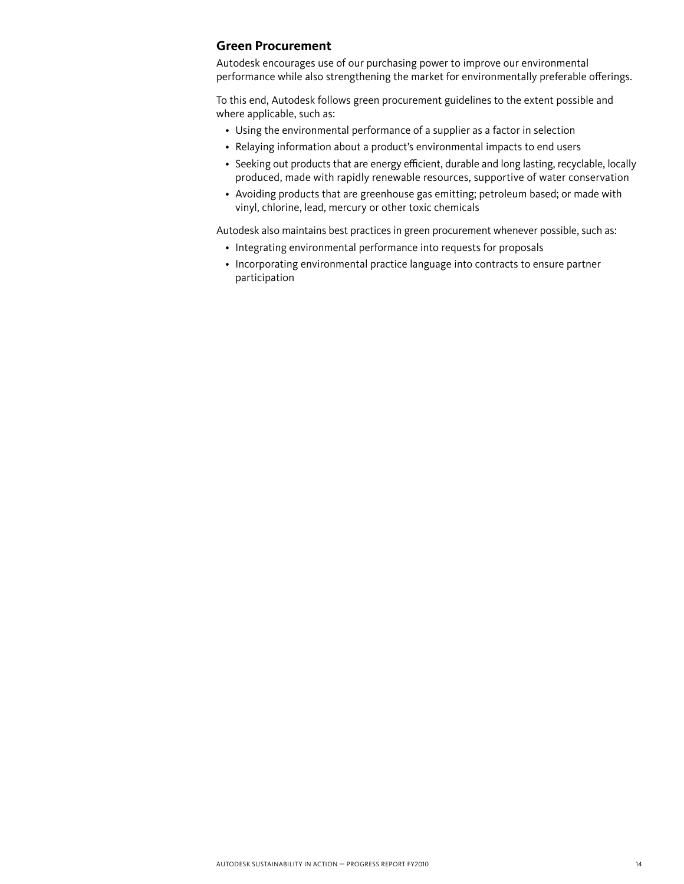## Green Procurement

Autodesk encourages use of our purchasing power to improve our environmental performance while also strengthening the market for environmentally preferable offerings.

To this end, Autodesk follows green procurement guidelines to the extent possible and where applicable, such as:

- Using the environmental performance of a supplier as a factor in selection
- Relaying information about a product's environmental impacts to end users
- Seeking out products that are energy efficient, durable and long lasting, recyclable, locally produced, made with rapidly renewable resources, supportive of water conservation
- Avoiding products that are greenhouse gas emitting; petroleum based; or made with vinyl, chlorine, lead, mercury or other toxic chemicals

Autodesk also maintains best practices in green procurement whenever possible, such as:

- Integrating environmental performance into requests for proposals
- Incorporating environmental practice language into contracts to ensure partner participation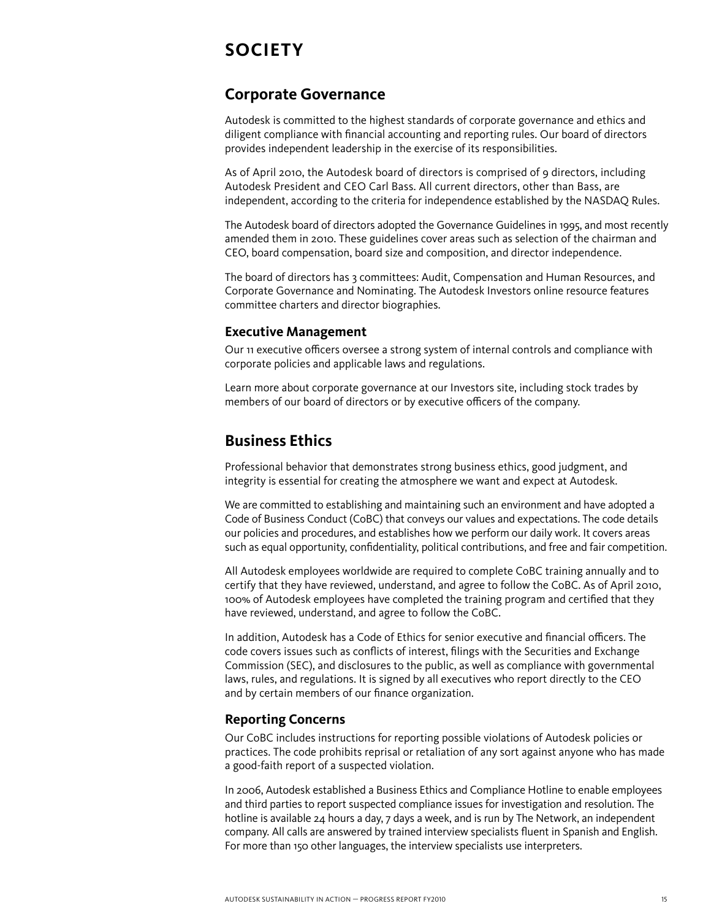# SOCIETY

## Corporate Governance

Autodesk is committed to the highest standards of corporate governance and ethics and diligent compliance with financial accounting and reporting rules. Our board of directors provides independent leadership in the exercise of its responsibilities.

As of April 2010, the Autodesk board of directors is comprised of 9 directors, including Autodesk President and CEO Carl Bass. All current directors, other than Bass, are independent, according to the criteria for independence established by the NASDAQ Rules.

The Autodesk board of directors adopted the Governance Guidelines in 1995, and most recently amended them in 2010. These guidelines cover areas such as selection of the chairman and CEO, board compensation, board size and composition, and director independence.

The board of directors has 3 committees: Audit, Compensation and Human Resources, and Corporate Governance and Nominating. The Autodesk Investors online resource features committee charters and director biographies.

### Executive Management

Our 11 executive officers oversee a strong system of internal controls and compliance with corporate policies and applicable laws and regulations.

Learn more about corporate governance at our Investors site, including stock trades by members of our board of directors or by executive officers of the company.

## Business Ethics

Professional behavior that demonstrates strong business ethics, good judgment, and integrity is essential for creating the atmosphere we want and expect at Autodesk.

We are committed to establishing and maintaining such an environment and have adopted a Code of Business Conduct (CoBC) that conveys our values and expectations. The code details our policies and procedures, and establishes how we perform our daily work. It covers areas such as equal opportunity, confidentiality, political contributions, and free and fair competition.

All Autodesk employees worldwide are required to complete CoBC training annually and to certify that they have reviewed, understand, and agree to follow the CoBC. As of April 2010, 100% of Autodesk employees have completed the training program and certified that they have reviewed, understand, and agree to follow the CoBC.

In addition, Autodesk has a Code of Ethics for senior executive and financial officers. The code covers issues such as conflicts of interest, filings with the Securities and Exchange Commission (SEC), and disclosures to the public, as well as compliance with governmental laws, rules, and regulations. It is signed by all executives who report directly to the CEO and by certain members of our finance organization.

### Reporting Concerns

Our CoBC includes instructions for reporting possible violations of Autodesk policies or practices. The code prohibits reprisal or retaliation of any sort against anyone who has made a good-faith report of a suspected violation.

In 2006, Autodesk established a Business Ethics and Compliance Hotline to enable employees and third parties to report suspected compliance issues for investigation and resolution. The hotline is available 24 hours a day, 7 days a week, and is run by The Network, an independent company. All calls are answered by trained interview specialists fluent in Spanish and English. For more than 150 other languages, the interview specialists use interpreters.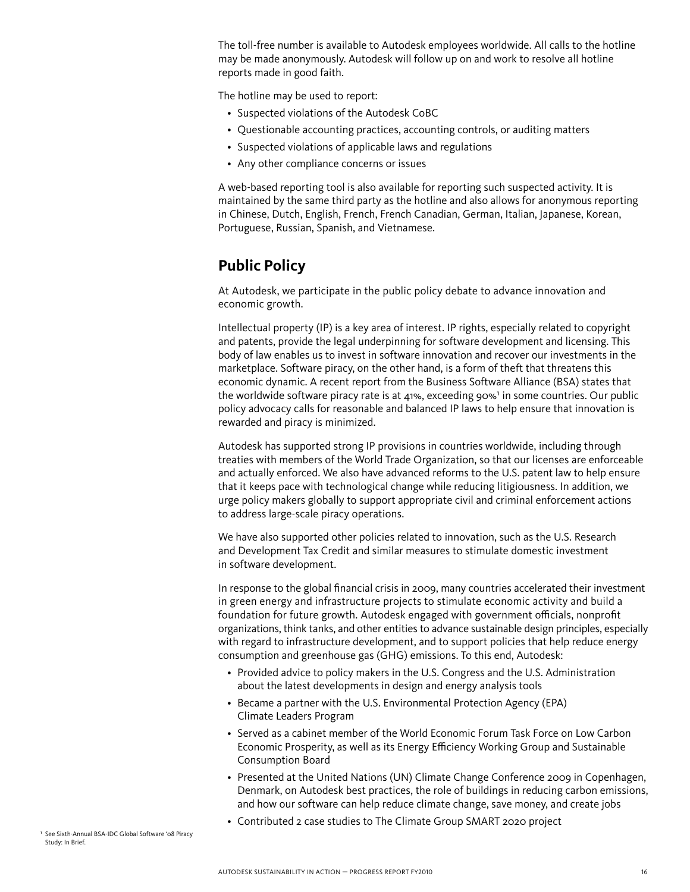The toll-free number is available to Autodesk employees worldwide. All calls to the hotline may be made anonymously. Autodesk will follow up on and work to resolve all hotline reports made in good faith.

The hotline may be used to report:

- Suspected violations of the Autodesk CoBC
- Questionable accounting practices, accounting controls, or auditing matters
- Suspected violations of applicable laws and regulations
- Any other compliance concerns or issues

A web-based reporting tool is also available for reporting such suspected activity. It is maintained by the same third party as the hotline and also allows for anonymous reporting in Chinese, Dutch, English, French, French Canadian, German, Italian, Japanese, Korean, Portuguese, Russian, Spanish, and Vietnamese.

## Public Policy

At Autodesk, we participate in the public policy debate to advance innovation and economic growth.

Intellectual property (IP) is a key area of interest. IP rights, especially related to copyright and patents, provide the legal underpinning for software development and licensing. This body of law enables us to invest in software innovation and recover our investments in the marketplace. Software piracy, on the other hand, is a form of theft that threatens this economic dynamic. A recent report from the Business Software Alliance (BSA) states that the worldwide software piracy rate is at 41%, exceeding 90%[1] in some countries. Our public policy advocacy calls for reasonable and balanced IP laws to help ensure that innovation is rewarded and piracy is minimized.

Autodesk has supported strong IP provisions in countries worldwide, including through treaties with members of the World Trade Organization, so that our licenses are enforceable and actually enforced. We also have advanced reforms to the U.S. patent law to help ensure that it keeps pace with technological change while reducing litigiousness. In addition, we urge policy makers globally to support appropriate civil and criminal enforcement actions to address large-scale piracy operations.

We have also supported other policies related to innovation, such as the U.S. Research and Development Tax Credit and similar measures to stimulate domestic investment in software development.

In response to the global financial crisis in 2009, many countries accelerated their investment in green energy and infrastructure projects to stimulate economic activity and build a foundation for future growth. Autodesk engaged with government officials, nonprofit organizations, think tanks, and other entities to advance sustainable design principles, especially with regard to infrastructure development, and to support policies that help reduce energy consumption and greenhouse gas (GHG) emissions. To this end, Autodesk:

- Provided advice to policy makers in the U.S. Congress and the U.S. Administration about the latest developments in design and energy analysis tools
- Became a partner with the U.S. Environmental Protection Agency (EPA) Climate Leaders Program
- Served as a cabinet member of the World Economic Forum Task Force on Low Carbon Economic Prosperity, as well as its Energy Efficiency Working Group and Sustainable Consumption Board
- Presented at the United Nations (UN) Climate Change Conference 2009 in Copenhagen, Denmark, on Autodesk best practices, the role of buildings in reducing carbon emissions, and how our software can help reduce climate change, save money, and create jobs
- Contributed 2 case studies to The Climate Group SMART 2020 project

[1] See Sixth-Annual BSA-IDC Global Software '08 Piracy Study: In Brief.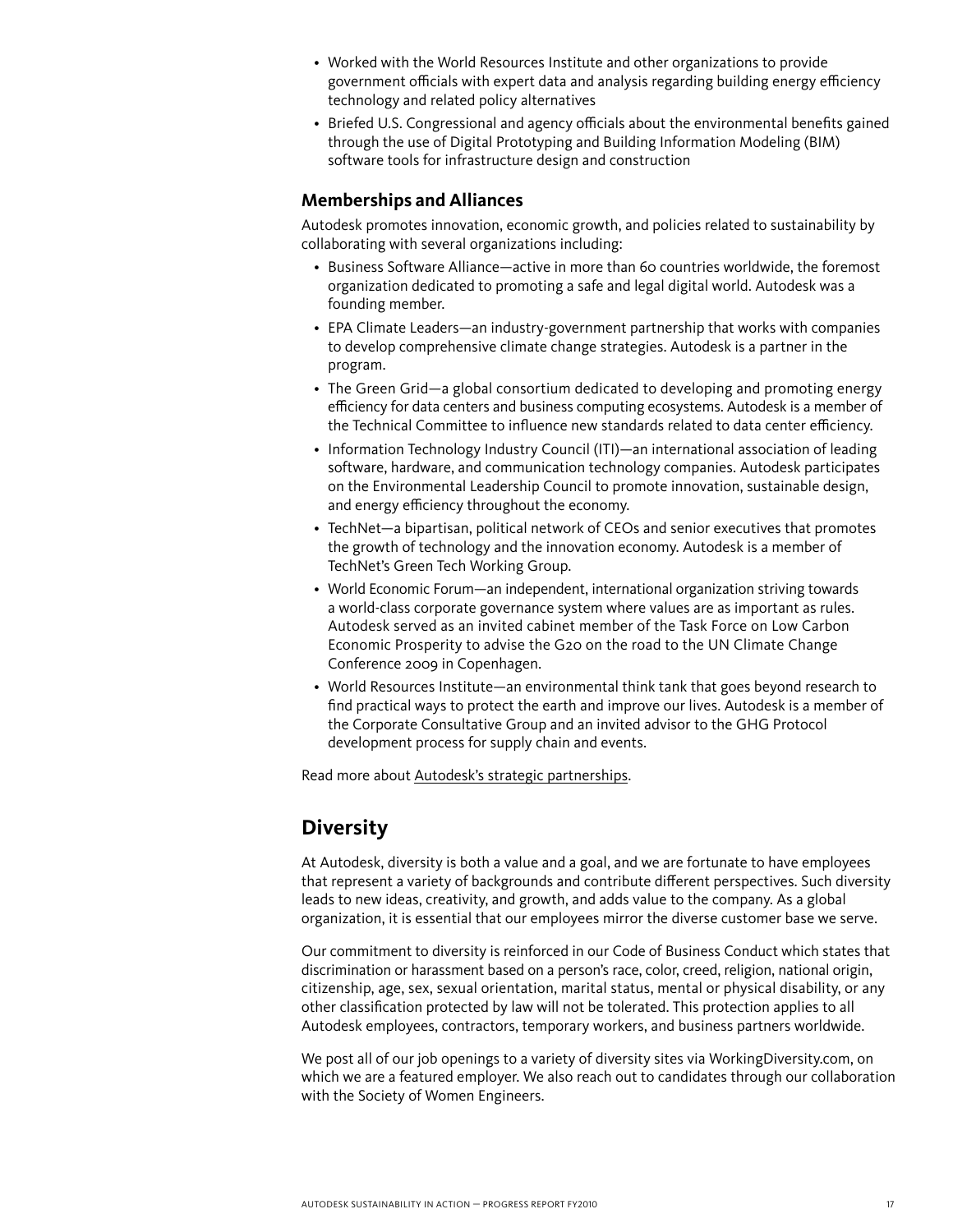- Worked with the World Resources Institute and other organizations to provide government officials with expert data and analysis regarding building energy efficiency technology and related policy alternatives
- Briefed U.S. Congressional and agency officials about the environmental benefits gained through the use of Digital Prototyping and Building Information Modeling (BIM) software tools for infrastructure design and construction

### Memberships and Alliances

Autodesk promotes innovation, economic growth, and policies related to sustainability by collaborating with several organizations including:

- Business Software Alliance—active in more than 60 countries worldwide, the foremost organization dedicated to promoting a safe and legal digital world. Autodesk was a founding member.
- EPA Climate Leaders—an industry-government partnership that works with companies to develop comprehensive climate change strategies. Autodesk is a partner in the program.
- The Green Grid—a global consortium dedicated to developing and promoting energy efficiency for data centers and business computing ecosystems. Autodesk is a member of the Technical Committee to influence new standards related to data center efficiency.
- Information Technology Industry Council (ITI)—an international association of leading software, hardware, and communication technology companies. Autodesk participates on the Environmental Leadership Council to promote innovation, sustainable design, and energy efficiency throughout the economy.
- TechNet—a bipartisan, political network of CEOs and senior executives that promotes the growth of technology and the innovation economy. Autodesk is a member of TechNet's Green Tech Working Group.
- World Economic Forum—an independent, international organization striving towards a world-class corporate governance system where values are as important as rules. Autodesk served as an invited cabinet member of the Task Force on Low Carbon Economic Prosperity to advise the G20 on the road to the UN Climate Change Conference 2009 in Copenhagen.
- World Resources Institute—an environmental think tank that goes beyond research to find practical ways to protect the earth and improve our lives. Autodesk is a member of the Corporate Consultative Group and an invited advisor to the GHG Protocol development process for supply chain and events.

Read more about Autodesk's strategic partnerships.

## Diversity

At Autodesk, diversity is both a value and a goal, and we are fortunate to have employees that represent a variety of backgrounds and contribute different perspectives. Such diversity leads to new ideas, creativity, and growth, and adds value to the company. As a global organization, it is essential that our employees mirror the diverse customer base we serve.

Our commitment to diversity is reinforced in our Code of Business Conduct which states that discrimination or harassment based on a person's race, color, creed, religion, national origin, citizenship, age, sex, sexual orientation, marital status, mental or physical disability, or any other classification protected by law will not be tolerated. This protection applies to all Autodesk employees, contractors, temporary workers, and business partners worldwide.

We post all of our job openings to a variety of diversity sites via WorkingDiversity.com, on which we are a featured employer. We also reach out to candidates through our collaboration with the Society of Women Engineers.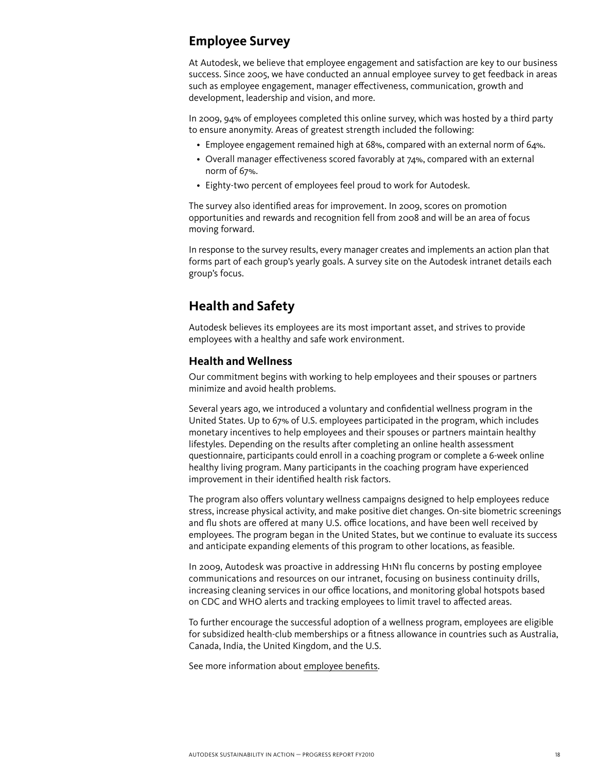## Employee Survey

At Autodesk, we believe that employee engagement and satisfaction are key to our business success. Since 2005, we have conducted an annual employee survey to get feedback in areas such as employee engagement, manager effectiveness, communication, growth and development, leadership and vision, and more.

In 2009, 94% of employees completed this online survey, which was hosted by a third party to ensure anonymity. Areas of greatest strength included the following:

- Employee engagement remained high at 68%, compared with an external norm of 64%.
- Overall manager effectiveness scored favorably at 74%, compared with an external norm of 67%.
- Eighty-two percent of employees feel proud to work for Autodesk.

The survey also identified areas for improvement. In 2009, scores on promotion opportunities and rewards and recognition fell from 2008 and will be an area of focus moving forward.

In response to the survey results, every manager creates and implements an action plan that forms part of each group's yearly goals. A survey site on the Autodesk intranet details each group's focus.

## Health and Safety

Autodesk believes its employees are its most important asset, and strives to provide employees with a healthy and safe work environment.

### Health and Wellness

Our commitment begins with working to help employees and their spouses or partners minimize and avoid health problems.

Several years ago, we introduced a voluntary and confidential wellness program in the United States. Up to 67% of U.S. employees participated in the program, which includes monetary incentives to help employees and their spouses or partners maintain healthy lifestyles. Depending on the results after completing an online health assessment questionnaire, participants could enroll in a coaching program or complete a 6-week online healthy living program. Many participants in the coaching program have experienced improvement in their identified health risk factors.

The program also offers voluntary wellness campaigns designed to help employees reduce stress, increase physical activity, and make positive diet changes. On-site biometric screenings and flu shots are offered at many U.S. office locations, and have been well received by employees. The program began in the United States, but we continue to evaluate its success and anticipate expanding elements of this program to other locations, as feasible.

In 2009, Autodesk was proactive in addressing H1N1 flu concerns by posting employee communications and resources on our intranet, focusing on business continuity drills, increasing cleaning services in our office locations, and monitoring global hotspots based on CDC and WHO alerts and tracking employees to limit travel to affected areas.

To further encourage the successful adoption of a wellness program, employees are eligible for subsidized health-club memberships or a fitness allowance in countries such as Australia, Canada, India, the United Kingdom, and the U.S.

See more information about employee benefits.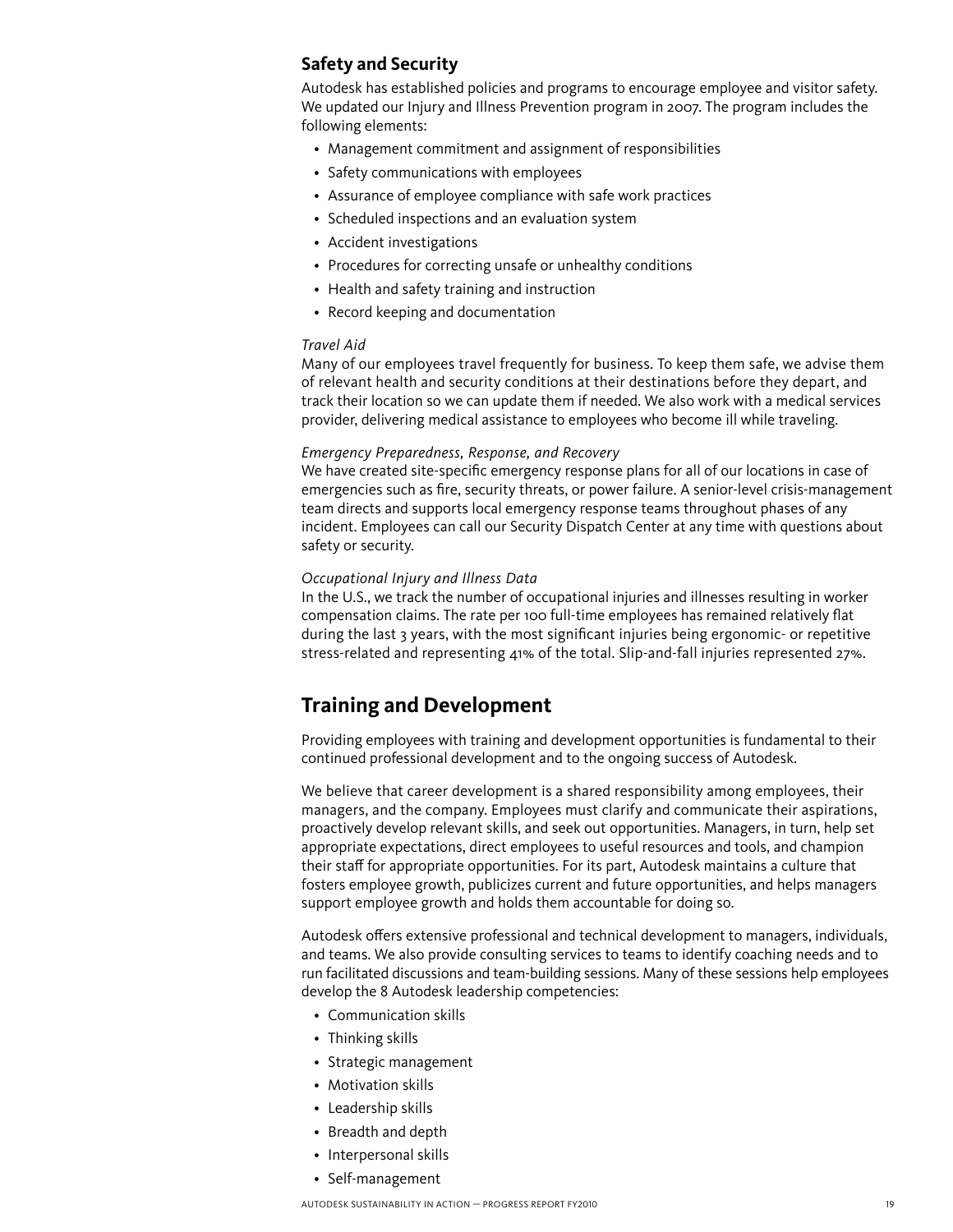### Safety and Security

Autodesk has established policies and programs to encourage employee and visitor safety. We updated our Injury and Illness Prevention program in 2007. The program includes the following elements:

- Management commitment and assignment of responsibilities
- Safety communications with employees
- Assurance of employee compliance with safe work practices
- Scheduled inspections and an evaluation system
- Accident investigations
- Procedures for correcting unsafe or unhealthy conditions
- Health and safety training and instruction
- Record keeping and documentation

*Travel Aid*

Many of our employees travel frequently for business. To keep them safe, we advise them of relevant health and security conditions at their destinations before they depart, and track their location so we can update them if needed. We also work with a medical services provider, delivering medical assistance to employees who become ill while traveling.

*Emergency Preparedness, Response, and Recovery*

We have created site-specific emergency response plans for all of our locations in case of emergencies such as fire, security threats, or power failure. A senior-level crisis-management team directs and supports local emergency response teams throughout phases of any incident. Employees can call our Security Dispatch Center at any time with questions about safety or security.

*Occupational Injury and Illness Data*

In the U.S., we track the number of occupational injuries and illnesses resulting in worker compensation claims. The rate per 100 full-time employees has remained relatively flat during the last 3 years, with the most significant injuries being ergonomic- or repetitive stress-related and representing 41% of the total. Slip-and-fall injuries represented 27%.

## Training and Development

Providing employees with training and development opportunities is fundamental to their continued professional development and to the ongoing success of Autodesk.

We believe that career development is a shared responsibility among employees, their managers, and the company. Employees must clarify and communicate their aspirations, proactively develop relevant skills, and seek out opportunities. Managers, in turn, help set appropriate expectations, direct employees to useful resources and tools, and champion their staff for appropriate opportunities. For its part, Autodesk maintains a culture that fosters employee growth, publicizes current and future opportunities, and helps managers support employee growth and holds them accountable for doing so.

Autodesk offers extensive professional and technical development to managers, individuals, and teams. We also provide consulting services to teams to identify coaching needs and to run facilitated discussions and team-building sessions. Many of these sessions help employees develop the 8 Autodesk leadership competencies:

- Communication skills
- Thinking skills
- Strategic management
- Motivation skills
- Leadership skills
- Breadth and depth
- Interpersonal skills
- Self-management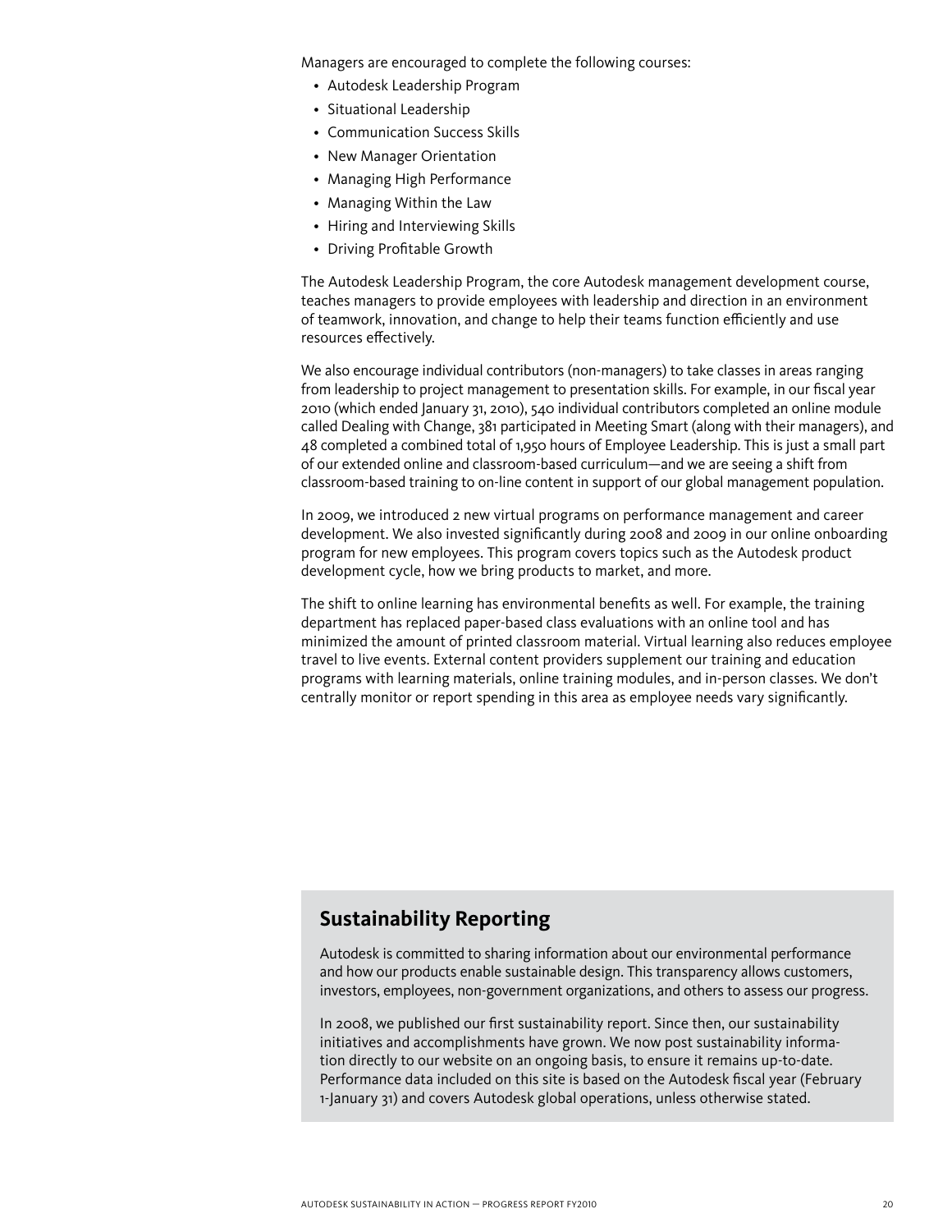Managers are encouraged to complete the following courses:

- Autodesk Leadership Program
- Situational Leadership
- Communication Success Skills
- New Manager Orientation
- Managing High Performance
- Managing Within the Law
- Hiring and Interviewing Skills
- Driving Profitable Growth

The Autodesk Leadership Program, the core Autodesk management development course, teaches managers to provide employees with leadership and direction in an environment of teamwork, innovation, and change to help their teams function efficiently and use resources effectively.

We also encourage individual contributors (non-managers) to take classes in areas ranging from leadership to project management to presentation skills. For example, in our fiscal year 2010 (which ended January 31, 2010), 540 individual contributors completed an online module called Dealing with Change, 381 participated in Meeting Smart (along with their managers), and 48 completed a combined total of 1,950 hours of Employee Leadership. This is just a small part of our extended online and classroom-based curriculum—and we are seeing a shift from classroom-based training to on-line content in support of our global management population.

In 2009, we introduced 2 new virtual programs on performance management and career development. We also invested significantly during 2008 and 2009 in our online onboarding program for new employees. This program covers topics such as the Autodesk product development cycle, how we bring products to market, and more.

The shift to online learning has environmental benefits as well. For example, the training department has replaced paper-based class evaluations with an online tool and has minimized the amount of printed classroom material. Virtual learning also reduces employee travel to live events. External content providers supplement our training and education programs with learning materials, online training modules, and in-person classes. We don't centrally monitor or report spending in this area as employee needs vary significantly.

## Sustainability Reporting

Autodesk is committed to sharing information about our environmental performance and how our products enable sustainable design. This transparency allows customers, investors, employees, non-government organizations, and others to assess our progress.

In 2008, we published our first sustainability report. Since then, our sustainability initiatives and accomplishments have grown. We now post sustainability information directly to our website on an ongoing basis, to ensure it remains up-to-date. Performance data included on this site is based on the Autodesk fiscal year (February 1-January 31) and covers Autodesk global operations, unless otherwise stated.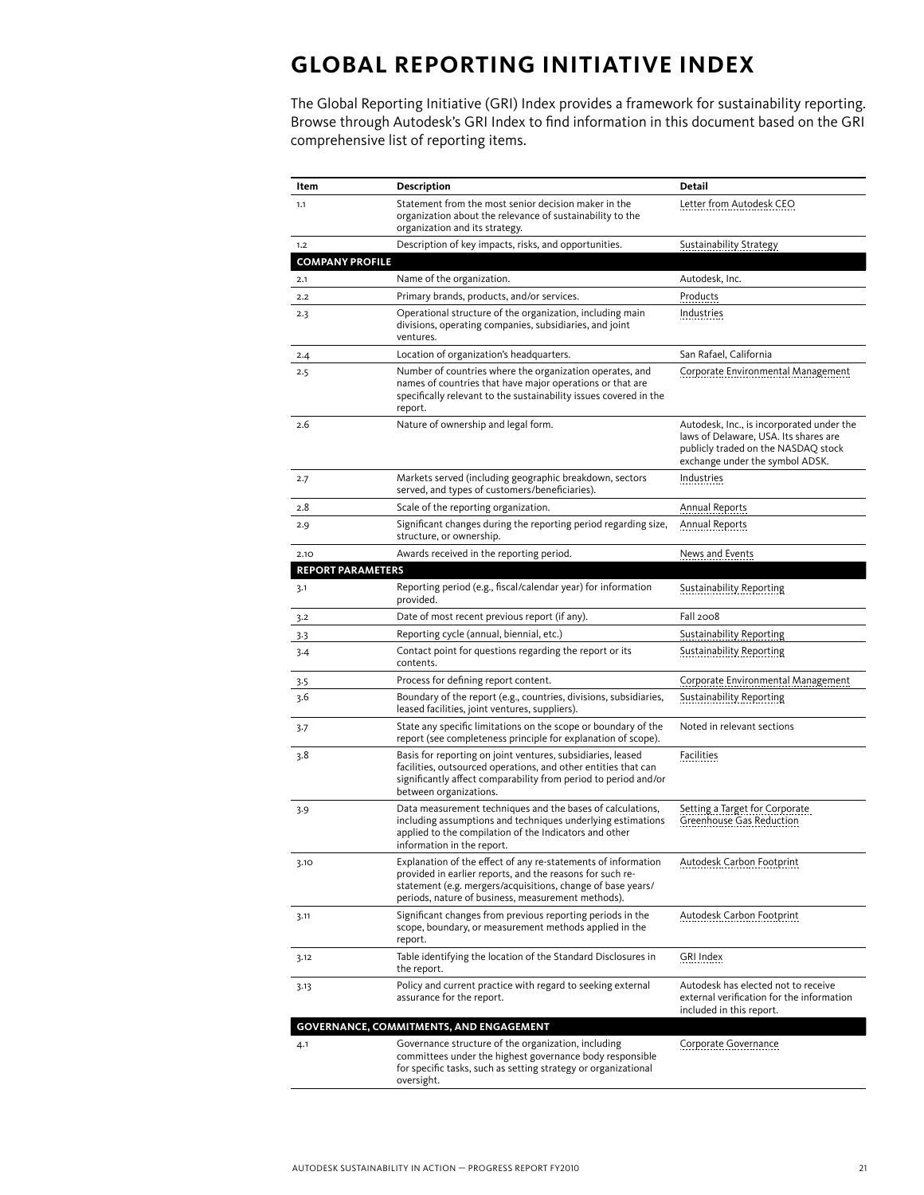# GLOBAL REPORTING INITIATIVE INDEX

The Global Reporting Initiative (GRI) Index provides a framework for sustainability reporting. Browse through Autodesk's GRI Index to find information in this document based on the GRI comprehensive list of reporting items.

| Item | Description | Detail |
|---|---|---|
| 1.1 | Statement from the most senior decision maker in the organization about the relevance of sustainability to the organization and its strategy. | Letter from Autodesk CEO |
| 1.2 | Description of key impacts, risks, and opportunities. | Sustainability Strategy |
| **COMPANY PROFILE** | | |
| 2.1 | Name of the organization. | Autodesk, Inc. |
| 2.2 | Primary brands, products, and/or services. | Products |
| 2.3 | Operational structure of the organization, including main divisions, operating companies, subsidiaries, and joint ventures. | Industries |
| 2.4 | Location of organization's headquarters. | San Rafael, California |
| 2.5 | Number of countries where the organization operates, and names of countries that have major operations or that are specifically relevant to the sustainability issues covered in the report. | Corporate Environmental Management |
| 2.6 | Nature of ownership and legal form. | Autodesk, Inc., is incorporated under the laws of Delaware, USA. Its shares are publicly traded on the NASDAQ stock exchange under the symbol ADSK. |
| 2.7 | Markets served (including geographic breakdown, sectors served, and types of customers/beneficiaries). | Industries |
| 2.8 | Scale of the reporting organization. | Annual Reports |
| 2.9 | Significant changes during the reporting period regarding size, structure, or ownership. | Annual Reports |
| 2.10 | Awards received in the reporting period. | News and Events |
| **REPORT PARAMETERS** | | |
| 3.1 | Reporting period (e.g., fiscal/calendar year) for information provided. | Sustainability Reporting |
| 3.2 | Date of most recent previous report (if any). | Fall 2008 |
| 3.3 | Reporting cycle (annual, biennial, etc.) | Sustainability Reporting |
| 3.4 | Contact point for questions regarding the report or its contents. | Sustainability Reporting |
| 3.5 | Process for defining report content. | Corporate Environmental Management |
| 3.6 | Boundary of the report (e.g., countries, divisions, subsidiaries, leased facilities, joint ventures, suppliers). | Sustainability Reporting |
| 3.7 | State any specific limitations on the scope or boundary of the report (see completeness principle for explanation of scope). | Noted in relevant sections |
| 3.8 | Basis for reporting on joint ventures, subsidiaries, leased facilities, outsourced operations, and other entities that can significantly affect comparability from period to period and/or between organizations. | Facilities |
| 3.9 | Data measurement techniques and the bases of calculations, including assumptions and techniques underlying estimations applied to the compilation of the Indicators and other information in the report. | Setting a Target for Corporate Greenhouse Gas Reduction |
| 3.10 | Explanation of the effect of any re-statements of information provided in earlier reports, and the reasons for such re-statement (e.g. mergers/acquisitions, change of base years/periods, nature of business, measurement methods). | Autodesk Carbon Footprint |
| 3.11 | Significant changes from previous reporting periods in the scope, boundary, or measurement methods applied in the report. | Autodesk Carbon Footprint |
| 3.12 | Table identifying the location of the Standard Disclosures in the report. | GRI Index |
| 3.13 | Policy and current practice with regard to seeking external assurance for the report. | Autodesk has elected not to receive external verification for the information included in this report. |
| **GOVERNANCE, COMMITMENTS, AND ENGAGEMENT** | | |
| 4.1 | Governance structure of the organization, including committees under the highest governance body responsible for specific tasks, such as setting strategy or organizational oversight. | Corporate Governance |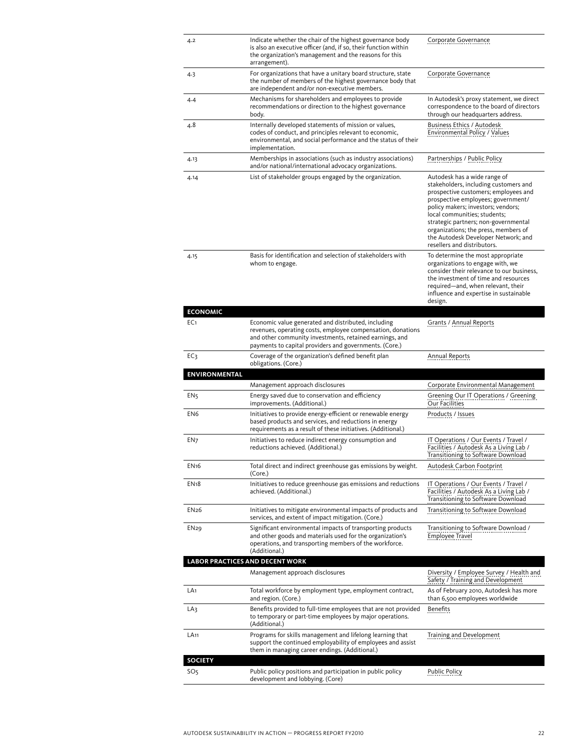| | | |
|---|---|---|
| 4.2 | Indicate whether the chair of the highest governance body is also an executive officer (and, if so, their function within the organization's management and the reasons for this arrangement). | Corporate Governance |
| 4.3 | For organizations that have a unitary board structure, state the number of members of the highest governance body that are independent and/or non-executive members. | Corporate Governance |
| 4.4 | Mechanisms for shareholders and employees to provide recommendations or direction to the highest governance body. | In Autodesk's proxy statement, we direct correspondence to the board of directors through our headquarters address. |
| 4.8 | Internally developed statements of mission or values, codes of conduct, and principles relevant to economic, environmental, and social performance and the status of their implementation. | Business Ethics / Autodesk Environmental Policy / Values |
| 4.13 | Memberships in associations (such as industry associations) and/or national/international advocacy organizations. | Partnerships / Public Policy |
| 4.14 | List of stakeholder groups engaged by the organization. | Autodesk has a wide range of stakeholders, including customers and prospective customers; employees and prospective employees; government/policy makers; investors; vendors; local communities; students; strategic partners; non-governmental organizations; the press, members of the Autodesk Developer Network; and resellers and distributors. |
| 4.15 | Basis for identification and selection of stakeholders with whom to engage. | To determine the most appropriate organizations to engage with, we consider their relevance to our business, the investment of time and resources required—and, when relevant, their influence and expertise in sustainable design. |
| **ECONOMIC** | | |
| EC1 | Economic value generated and distributed, including revenues, operating costs, employee compensation, donations and other community investments, retained earnings, and payments to capital providers and governments. (Core.) | Grants / Annual Reports |
| EC3 | Coverage of the organization's defined benefit plan obligations. (Core.) | Annual Reports |
| **ENVIRONMENTAL** | | |
| | Management approach disclosures | Corporate Environmental Management |
| EN5 | Energy saved due to conservation and efficiency improvements. (Additional.) | Greening Our IT Operations / Greening Our Facilities |
| EN6 | Initiatives to provide energy-efficient or renewable energy based products and services, and reductions in energy requirements as a result of these initiatives. (Additional.) | Products / Issues |
| EN7 | Initiatives to reduce indirect energy consumption and reductions achieved. (Additional.) | IT Operations / Our Events / Travel / Facilities / Autodesk As a Living Lab / Transitioning to Software Download |
| EN16 | Total direct and indirect greenhouse gas emissions by weight. (Core.) | Autodesk Carbon Footprint |
| EN18 | Initiatives to reduce greenhouse gas emissions and reductions achieved. (Additional.) | IT Operations / Our Events / Travel / Facilities / Autodesk As a Living Lab / Transitioning to Software Download |
| EN26 | Initiatives to mitigate environmental impacts of products and services, and extent of impact mitigation. (Core.) | Transitioning to Software Download |
| EN29 | Significant environmental impacts of transporting products and other goods and materials used for the organization's operations, and transporting members of the workforce. (Additional.) | Transitioning to Software Download / Employee Travel |
| **LABOR PRACTICES AND DECENT WORK** | | |
| | Management approach disclosures | Diversity / Employee Survey / Health and Safety / Training and Development |
| LA1 | Total workforce by employment type, employment contract, and region. (Core.) | As of February 2010, Autodesk has more than 6,500 employees worldwide |
| LA3 | Benefits provided to full-time employees that are not provided to temporary or part-time employees by major operations. (Additional.) | Benefits |
| LA11 | Programs for skills management and lifelong learning that support the continued employability of employees and assist them in managing career endings. (Additional.) | Training and Development |
| **SOCIETY** | | |
| SO5 | Public policy positions and participation in public policy development and lobbying. (Core) | Public Policy |